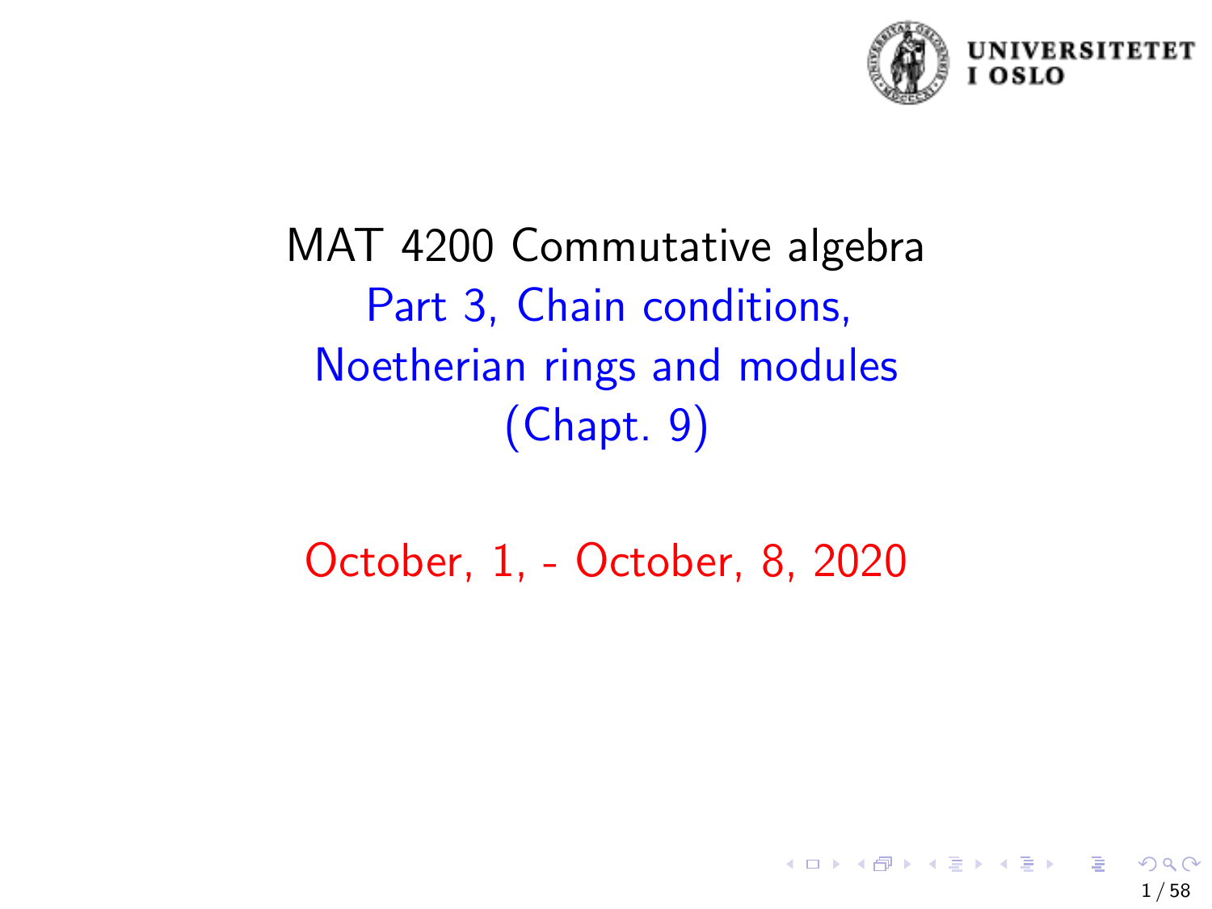# MAT 4200 Commutative algebra

## Part 3, Chain conditions, Noetherian rings and modules (Chapt. 9)

October, 1, - October, 8, 2020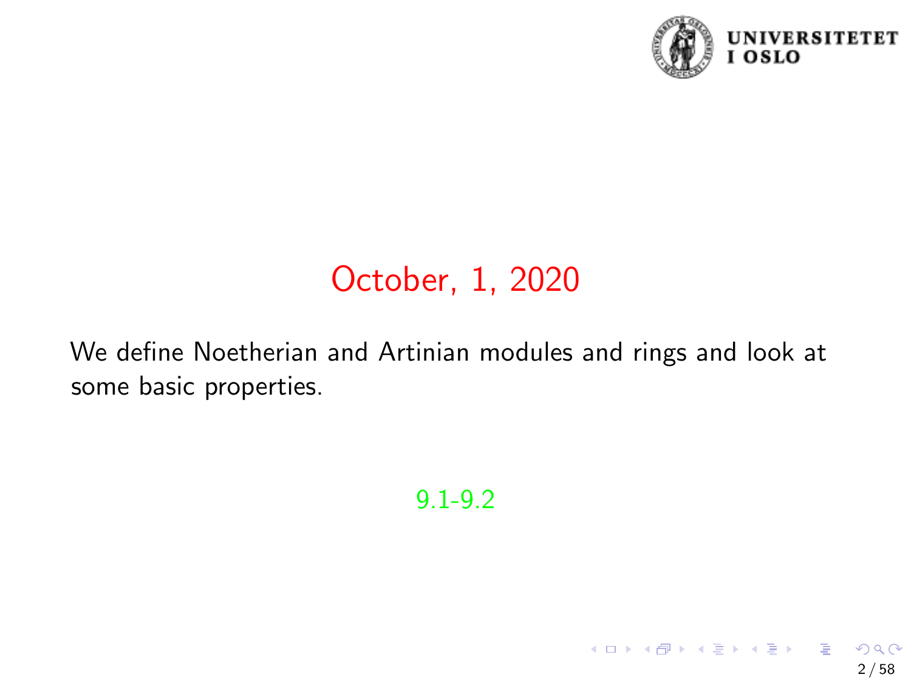## October, 1, 2020

We define Noetherian and Artinian modules and rings and look at some basic properties.

9.1-9.2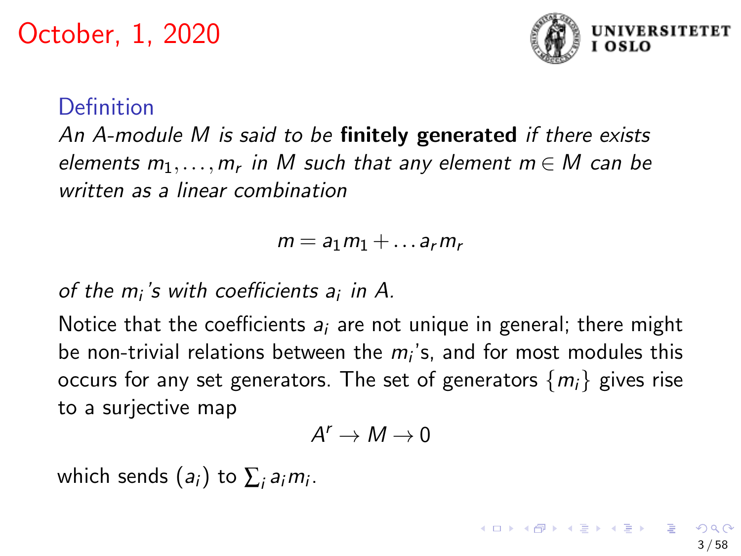October, 1, 2020

**Definition**

*An $A$-module $M$ is said to be* **finitely generated** *if there exists elements $m_1, \ldots, m_r$ in $M$ such that any element $m \in M$ can be written as a linear combination*

$$m = a_1 m_1 + \ldots a_r m_r$$

*of the $m_i$'s with coefficients $a_i$ in $A$.*

Notice that the coefficients $a_i$ are not unique in general; there might be non-trivial relations between the $m_i$'s, and for most modules this occurs for any set generators. The set of generators $\{m_i\}$ gives rise to a surjective map

$$A^r \to M \to 0$$

which sends $(a_i)$ to $\sum_i a_i m_i$.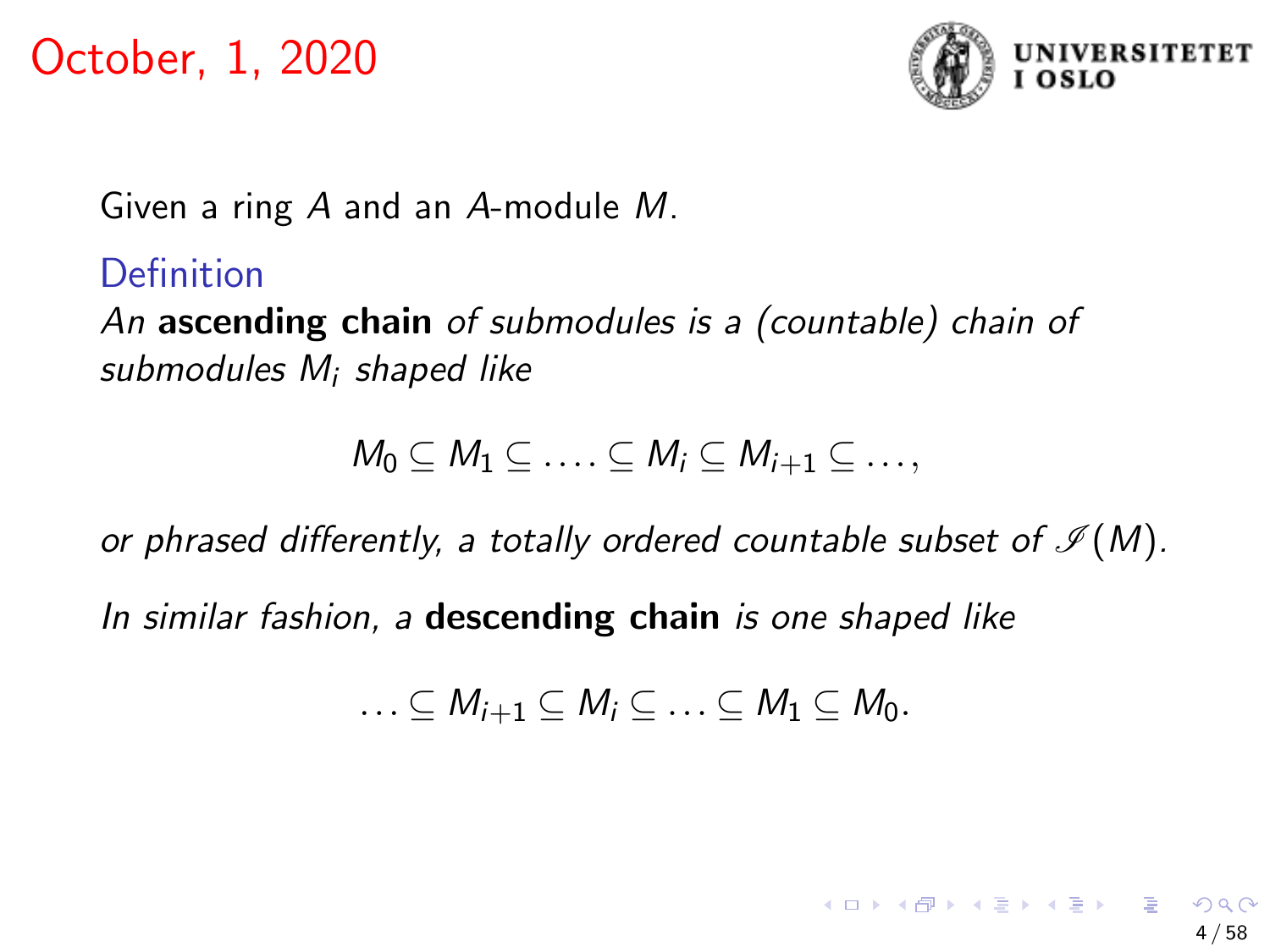# October, 1, 2020

Given a ring $A$ and an $A$-module $M$.

**Definition**

*An **ascending chain** of submodules is a (countable) chain of submodules $M_i$ shaped like*

$$M_0 \subseteq M_1 \subseteq \ldots . \subseteq M_i \subseteq M_{i+1} \subseteq \ldots,$$

*or phrased differently, a totally ordered countable subset of $\mathscr{I}(M)$.*

*In similar fashion, a **descending chain** is one shaped like*

$$\ldots \subseteq M_{i+1} \subseteq M_i \subseteq \ldots \subseteq M_1 \subseteq M_0.$$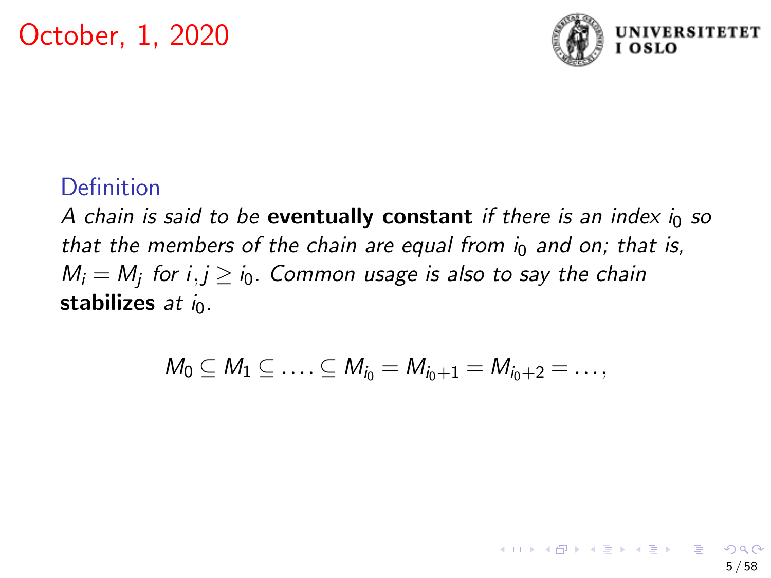October, 1, 2020

**Definition**

*A chain is said to be* **eventually constant** *if there is an index $i_0$ so that the members of the chain are equal from $i_0$ and on; that is, $M_i = M_j$ for $i, j \geq i_0$. Common usage is also to say the chain* **stabilizes** *at $i_0$.*

$$M_0 \subseteq M_1 \subseteq \ldots . \subseteq M_{i_0} = M_{i_0+1} = M_{i_0+2} = \ldots,$$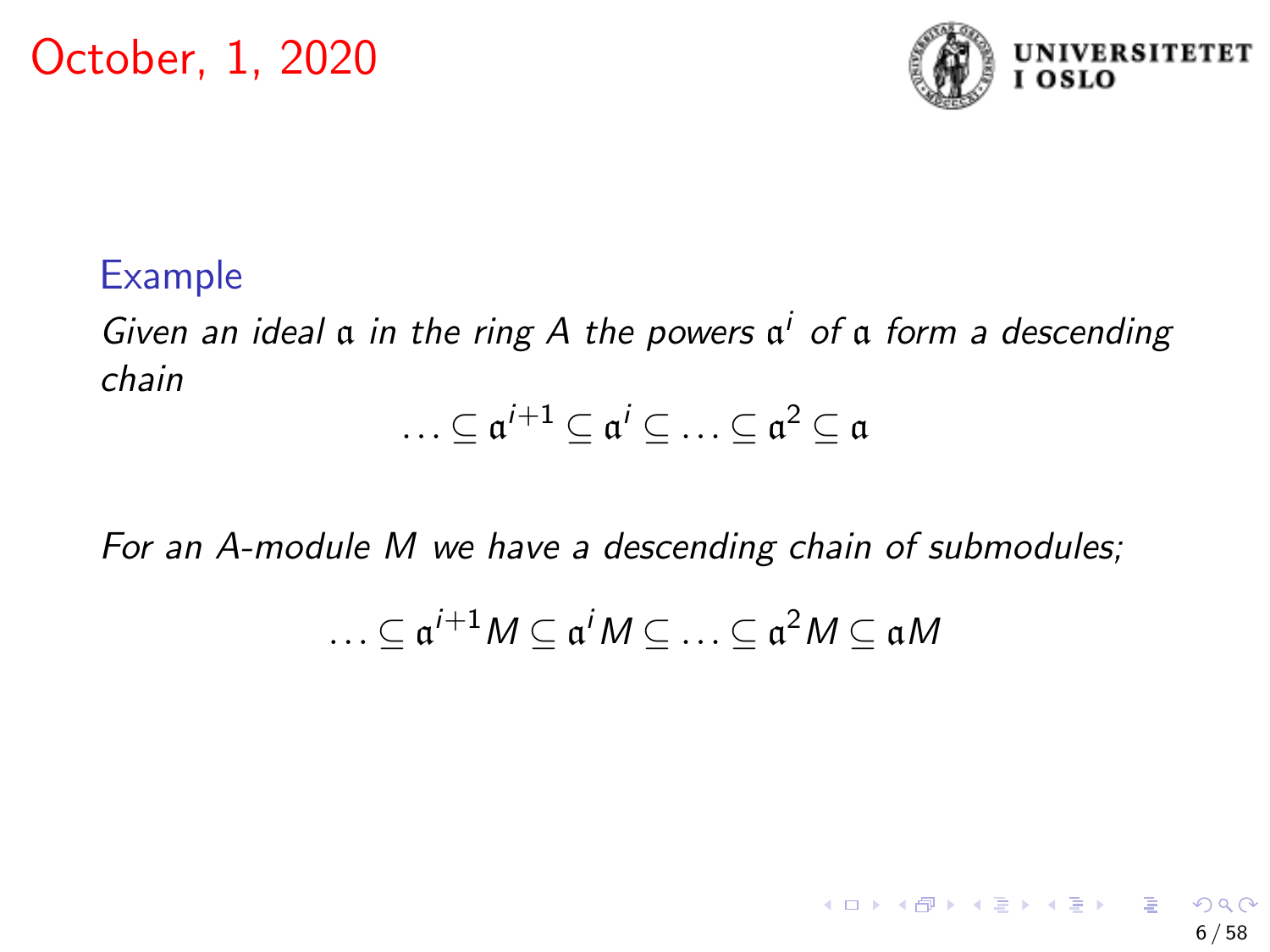October, 1, 2020

**Example**

*Given an ideal $\mathfrak{a}$ in the ring $A$ the powers $\mathfrak{a}^i$ of $\mathfrak{a}$ form a descending chain*

$$\ldots \subseteq \mathfrak{a}^{i+1} \subseteq \mathfrak{a}^i \subseteq \ldots \subseteq \mathfrak{a}^2 \subseteq \mathfrak{a}$$

*For an $A$-module $M$ we have a descending chain of submodules;*

$$\ldots \subseteq \mathfrak{a}^{i+1}M \subseteq \mathfrak{a}^i M \subseteq \ldots \subseteq \mathfrak{a}^2 M \subseteq \mathfrak{a}M$$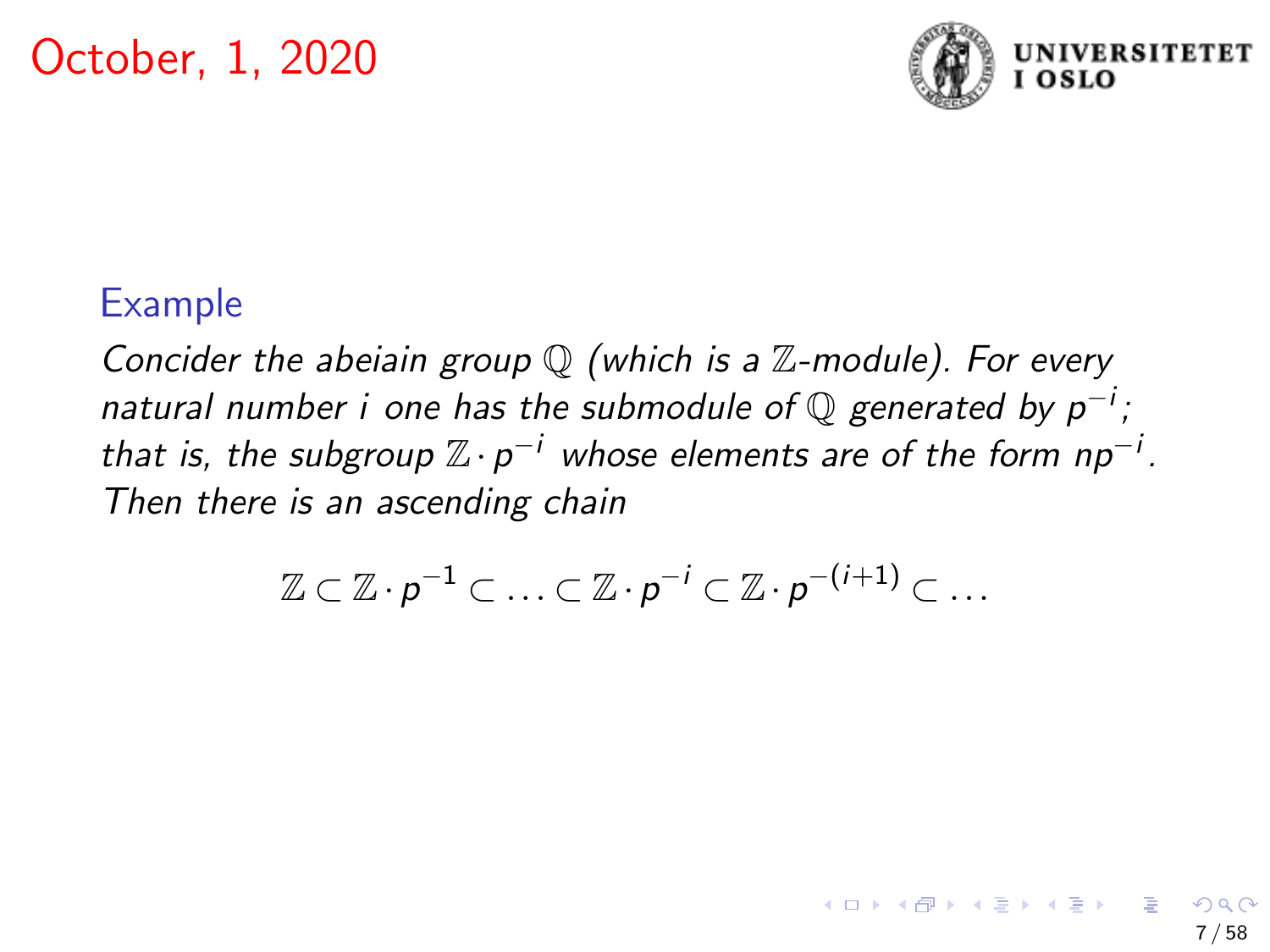October, 1, 2020

### Example

*Concider the abeiain group $\mathbb{Q}$ (which is a $\mathbb{Z}$-module). For every natural number $i$ one has the submodule of $\mathbb{Q}$ generated by $p^{-i}$; that is, the subgroup $\mathbb{Z} \cdot p^{-i}$ whose elements are of the form $np^{-i}$. Then there is an ascending chain*

$$\mathbb{Z} \subset \mathbb{Z} \cdot p^{-1} \subset \ldots \subset \mathbb{Z} \cdot p^{-i} \subset \mathbb{Z} \cdot p^{-(i+1)} \subset \ldots$$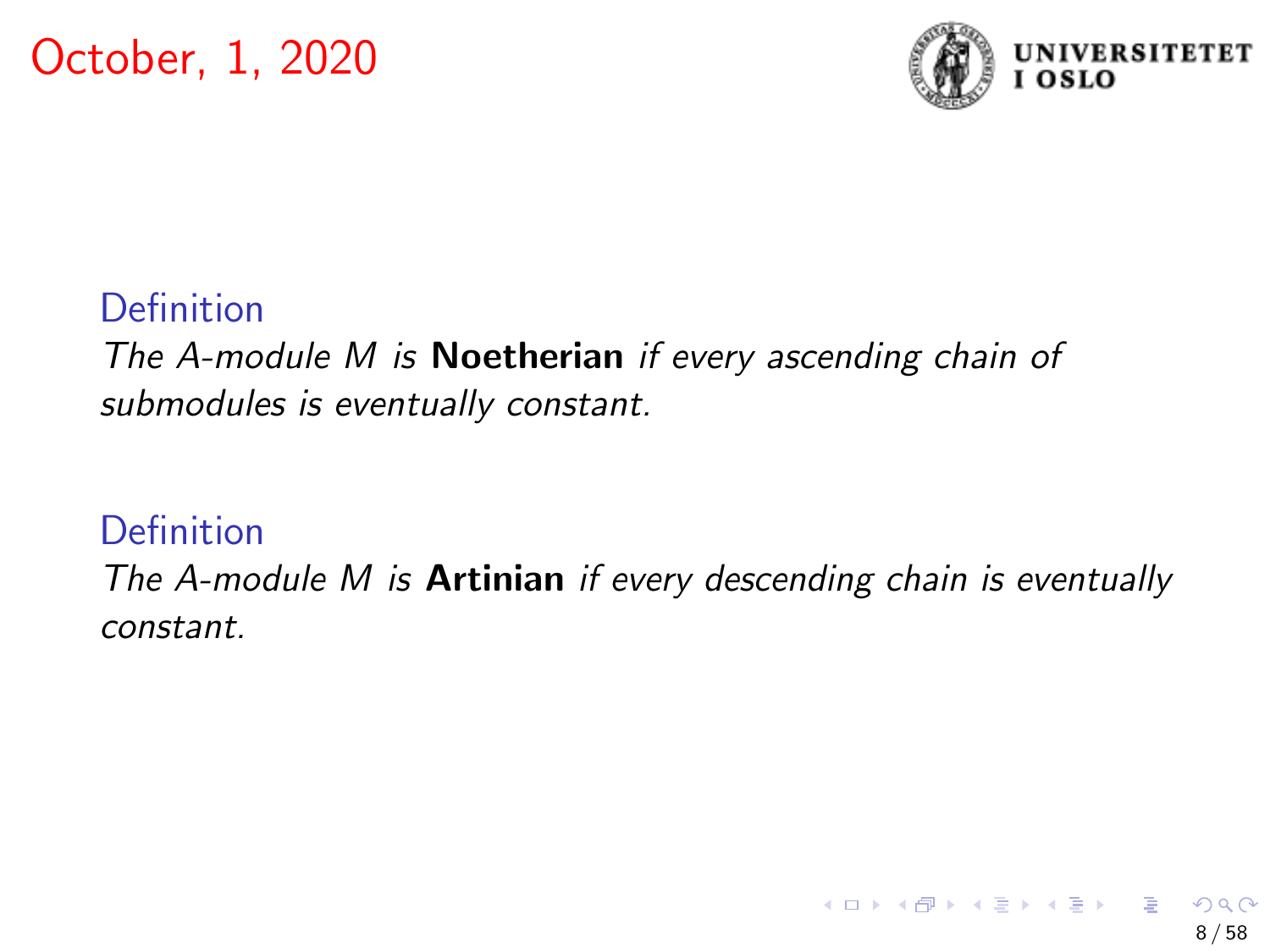October, 1, 2020

**Definition**

*The $A$-module $M$ is* **Noetherian** *if every ascending chain of submodules is eventually constant.*

**Definition**

*The $A$-module $M$ is* **Artinian** *if every descending chain is eventually constant.*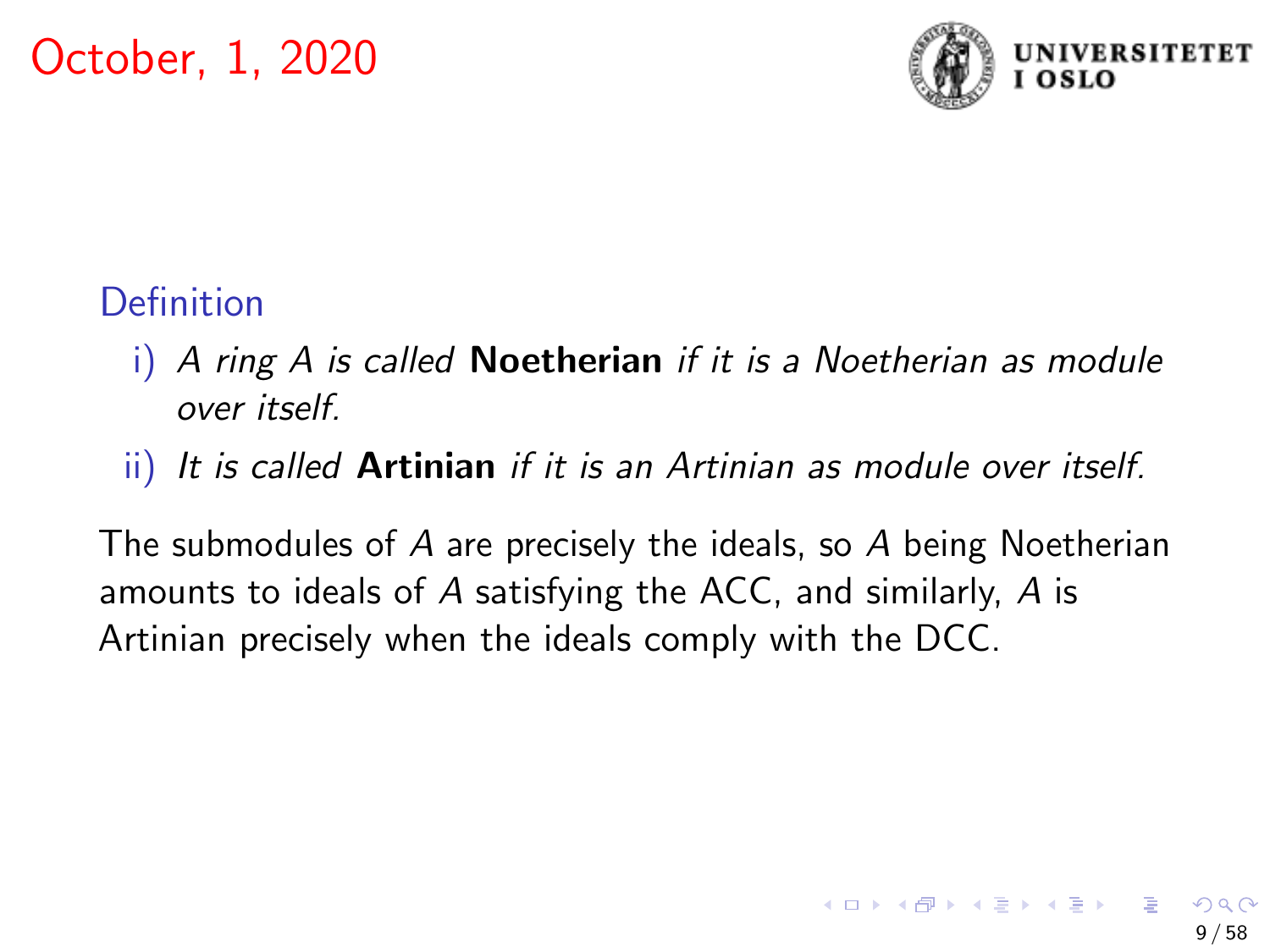**Definition**

i) *A ring $A$ is called* **Noetherian** *if it is a Noetherian as module over itself.*

ii) *It is called* **Artinian** *if it is an Artinian as module over itself.*

The submodules of $A$ are precisely the ideals, so $A$ being Noetherian amounts to ideals of $A$ satisfying the ACC, and similarly, $A$ is Artinian precisely when the ideals comply with the DCC.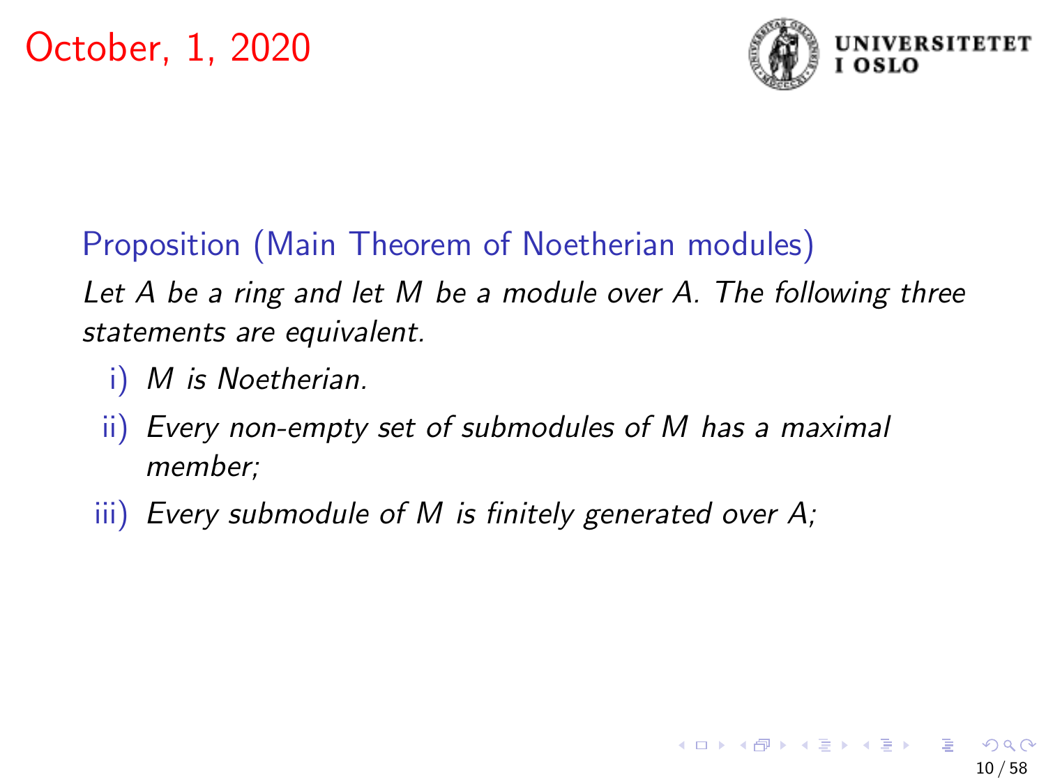October, 1, 2020

**Proposition (Main Theorem of Noetherian modules)**

*Let $A$ be a ring and let $M$ be a module over $A$. The following three statements are equivalent.*

i) *$M$ is Noetherian.*

ii) *Every non-empty set of submodules of $M$ has a maximal member;*

iii) *Every submodule of $M$ is finitely generated over $A$;*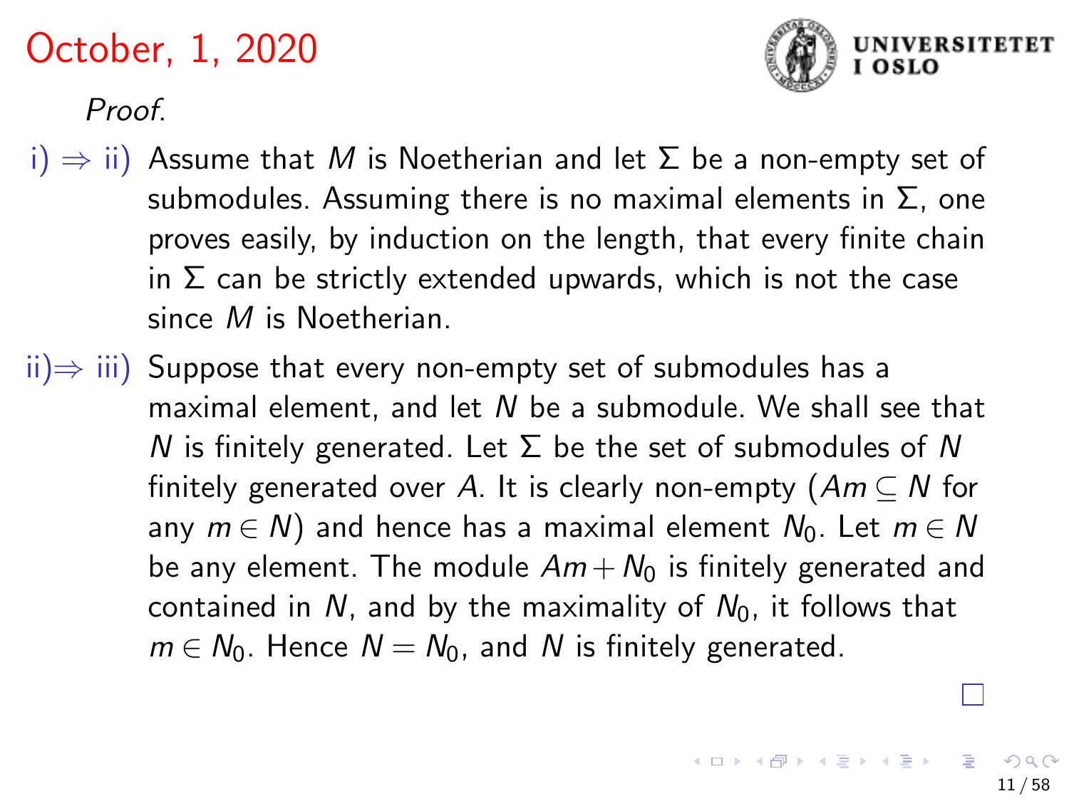*Proof.*

i) $\Rightarrow$ ii) Assume that $M$ is Noetherian and let $\Sigma$ be a non-empty set of submodules. Assuming there is no maximal elements in $\Sigma$, one proves easily, by induction on the length, that every finite chain in $\Sigma$ can be strictly extended upwards, which is not the case since $M$ is Noetherian.

ii) $\Rightarrow$ iii) Suppose that every non-empty set of submodules has a maximal element, and let $N$ be a submodule. We shall see that $N$ is finitely generated. Let $\Sigma$ be the set of submodules of $N$ finitely generated over $A$. It is clearly non-empty ($Am \subseteq N$ for any $m \in N$) and hence has a maximal element $N_0$. Let $m \in N$ be any element. The module $Am + N_0$ is finitely generated and contained in $N$, and by the maximality of $N_0$, it follows that $m \in N_0$. Hence $N = N_0$, and $N$ is finitely generated.

□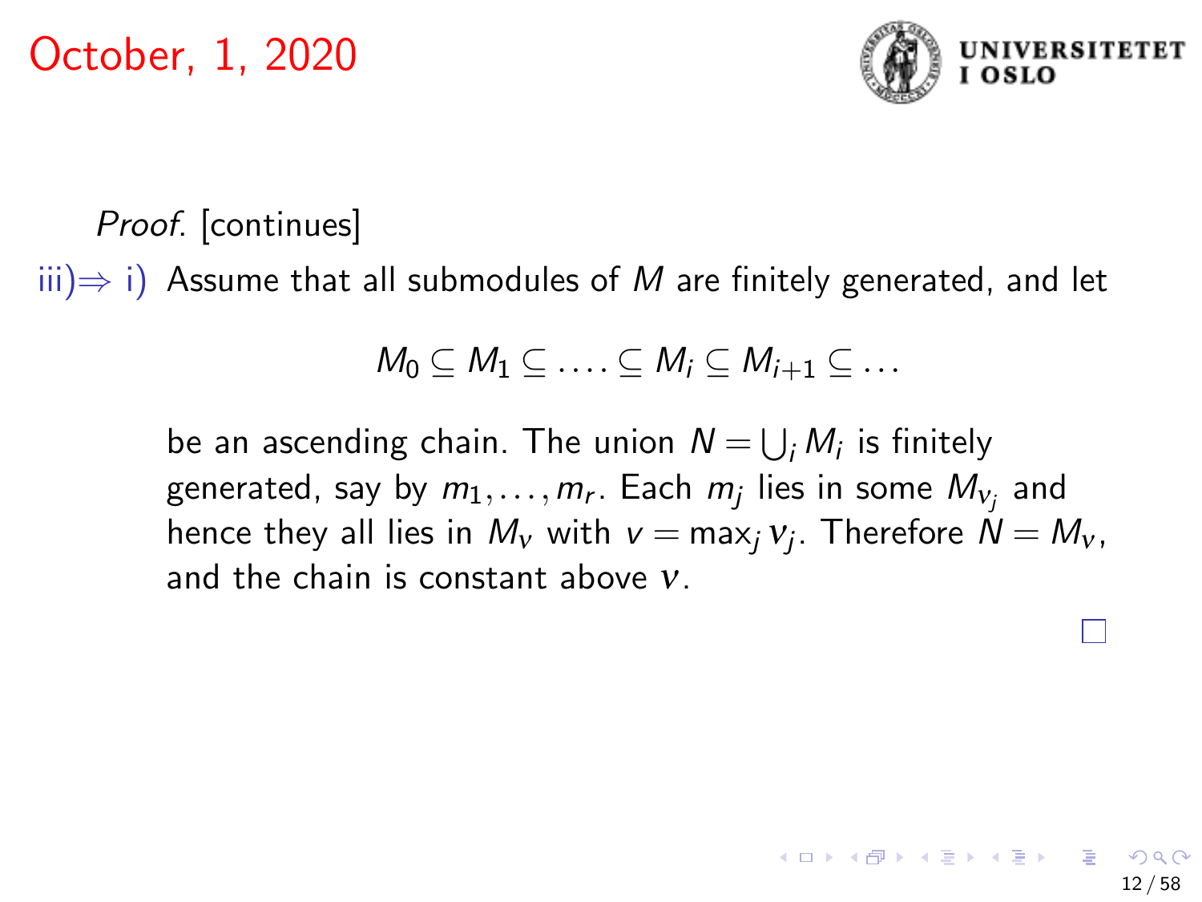October, 1, 2020

*Proof.* [continues]

iii)⇒ i) Assume that all submodules of $M$ are finitely generated, and let

$$M_0 \subseteq M_1 \subseteq \ldots . \subseteq M_i \subseteq M_{i+1} \subseteq \ldots$$

be an ascending chain. The union $N = \bigcup_i M_i$ is finitely generated, say by $m_1, \ldots, m_r$. Each $m_j$ lies in some $M_{\nu_j}$ and hence they all lies in $M_\nu$ with $\nu = \max_j \nu_j$. Therefore $N = M_\nu$, and the chain is constant above $\nu$.

□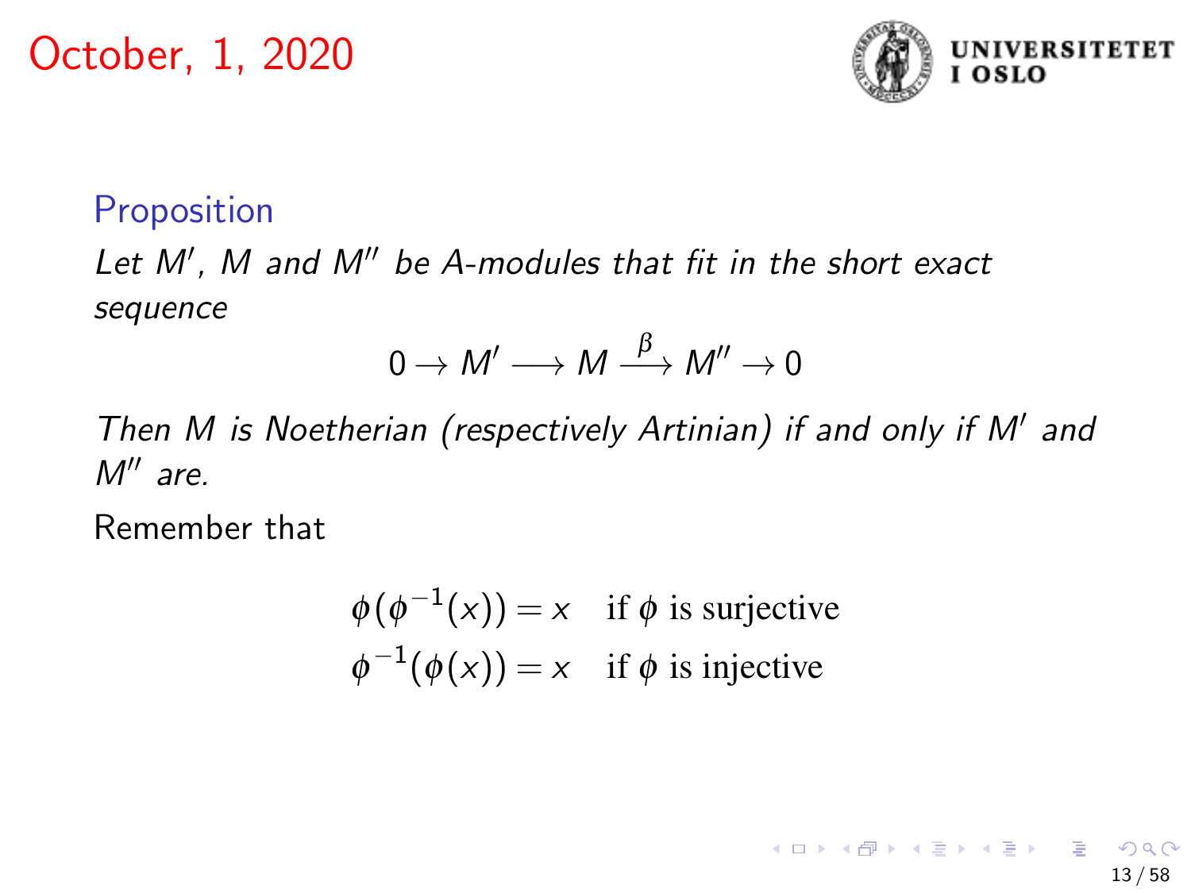October, 1, 2020

### Proposition

*Let $M'$, $M$ and $M''$ be $A$-modules that fit in the short exact sequence*

$$0 \to M' \longrightarrow M \xrightarrow{\beta} M'' \to 0$$

*Then $M$ is Noetherian (respectively Artinian) if and only if $M'$ and $M''$ are.*

Remember that

$$\begin{aligned} \phi(\phi^{-1}(x)) = x \quad & \text{if } \phi \text{ is surjective} \\ \phi^{-1}(\phi(x)) = x \quad & \text{if } \phi \text{ is injective} \end{aligned}$$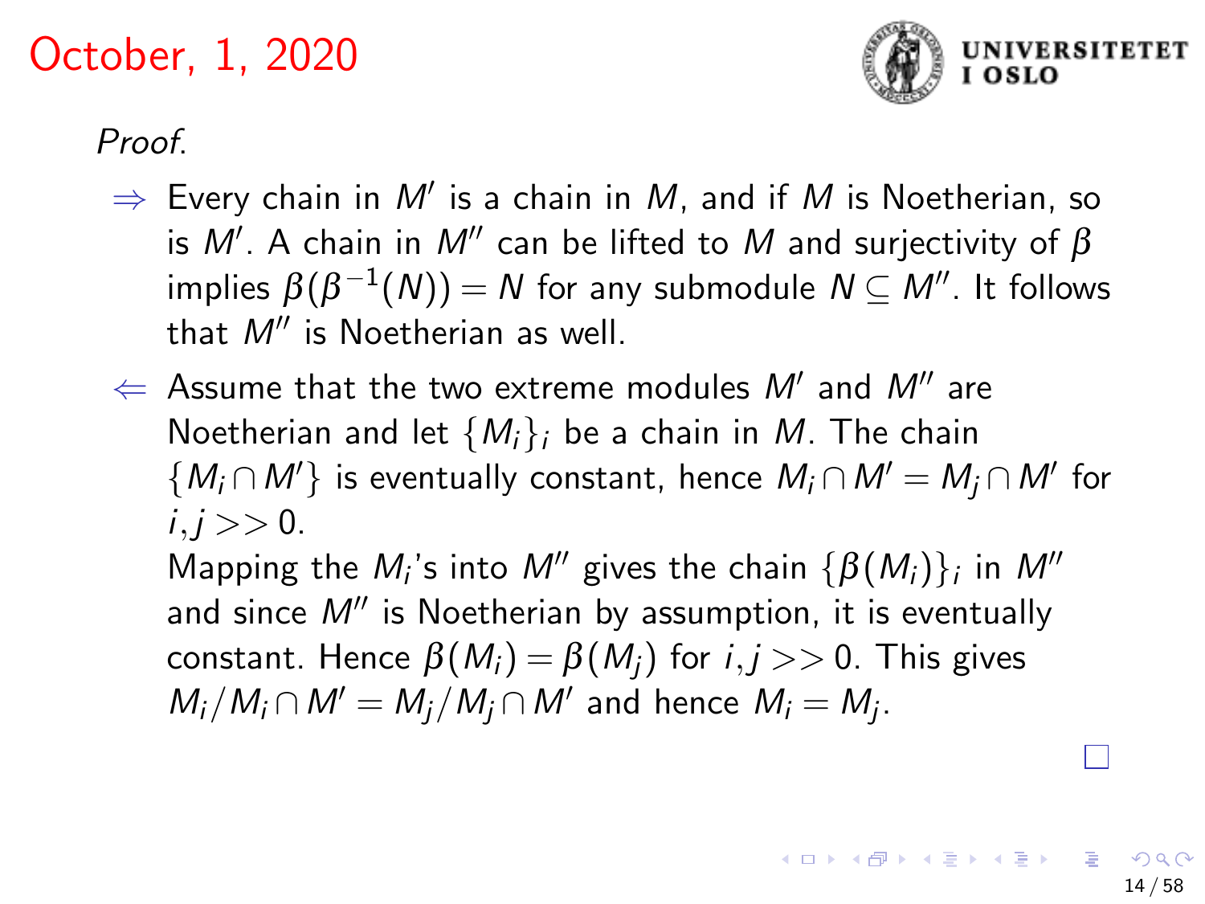*Proof.*

- $\Rightarrow$ Every chain in $M'$ is a chain in $M$, and if $M$ is Noetherian, so is $M'$. A chain in $M''$ can be lifted to $M$ and surjectivity of $\beta$ implies $\beta(\beta^{-1}(N)) = N$ for any submodule $N \subseteq M''$. It follows that $M''$ is Noetherian as well.
- $\Leftarrow$ Assume that the two extreme modules $M'$ and $M''$ are Noetherian and let $\{M_i\}_i$ be a chain in $M$. The chain $\{M_i \cap M'\}$ is eventually constant, hence $M_i \cap M' = M_j \cap M'$ for $i, j >> 0$.

  Mapping the $M_i$'s into $M''$ gives the chain $\{\beta(M_i)\}_i$ in $M''$ and since $M''$ is Noetherian by assumption, it is eventually constant. Hence $\beta(M_i) = \beta(M_j)$ for $i, j >> 0$. This gives $M_i / M_i \cap M' = M_j / M_j \cap M'$ and hence $M_i = M_j$.

□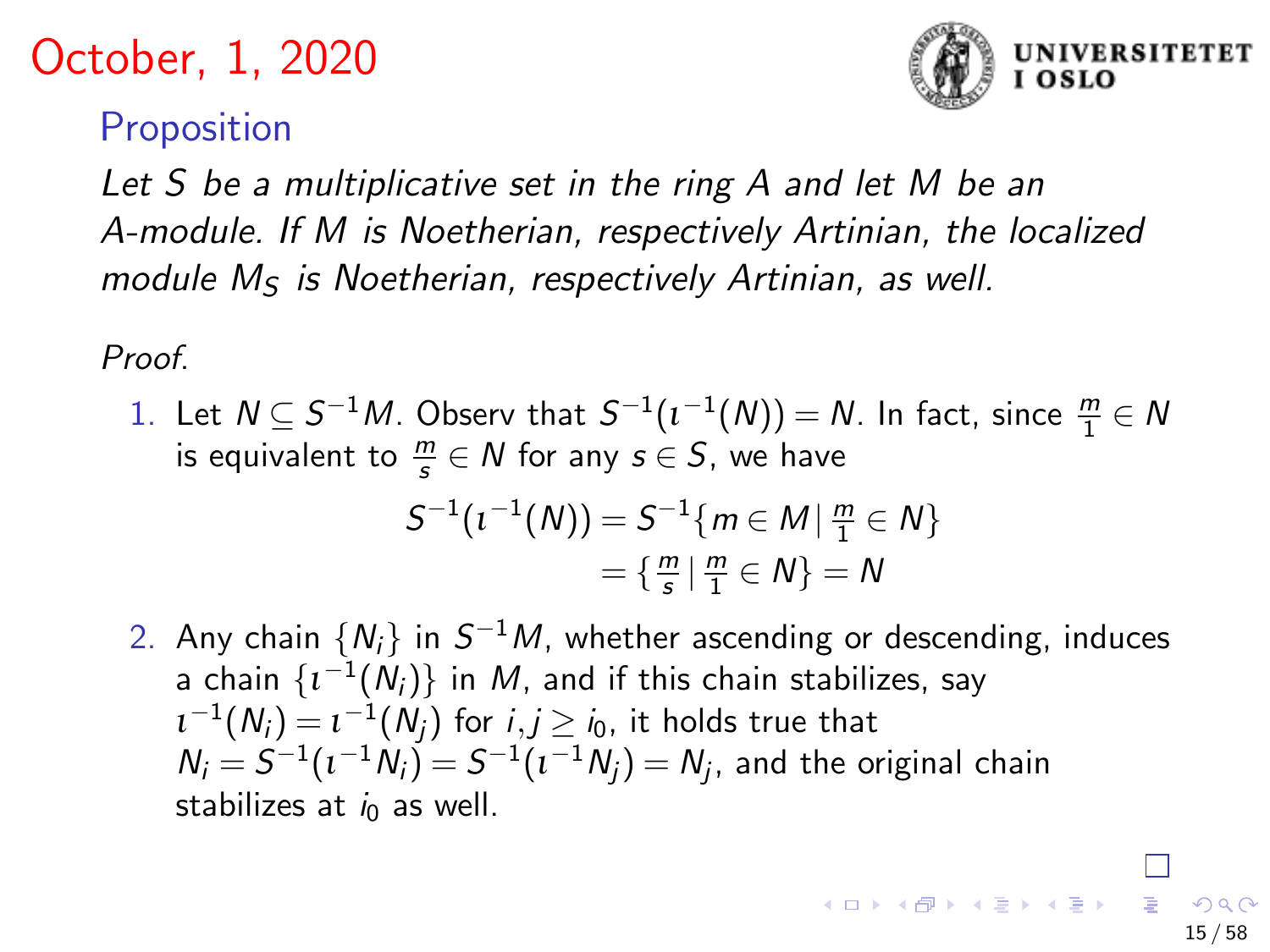October, 1, 2020

## Proposition

*Let $S$ be a multiplicative set in the ring $A$ and let $M$ be an $A$-module. If $M$ is Noetherian, respectively Artinian, the localized module $M_S$ is Noetherian, respectively Artinian, as well.*

*Proof.*

1. Let $N \subseteq S^{-1}M$. Observ that $S^{-1}(\iota^{-1}(N)) = N$. In fact, since $\frac{m}{1} \in N$ is equivalent to $\frac{m}{s} \in N$ for any $s \in S$, we have
$$S^{-1}(\iota^{-1}(N)) = S^{-1}\{m \in M \mid \tfrac{m}{1} \in N\}$$
$$= \{\tfrac{m}{s} \mid \tfrac{m}{1} \in N\} = N$$

2. Any chain $\{N_i\}$ in $S^{-1}M$, whether ascending or descending, induces a chain $\{\iota^{-1}(N_i)\}$ in $M$, and if this chain stabilizes, say $\iota^{-1}(N_i) = \iota^{-1}(N_j)$ for $i, j \geq i_0$, it holds true that $N_i = S^{-1}(\iota^{-1}N_i) = S^{-1}(\iota^{-1}N_j) = N_j$, and the original chain stabilizes at $i_0$ as well.

□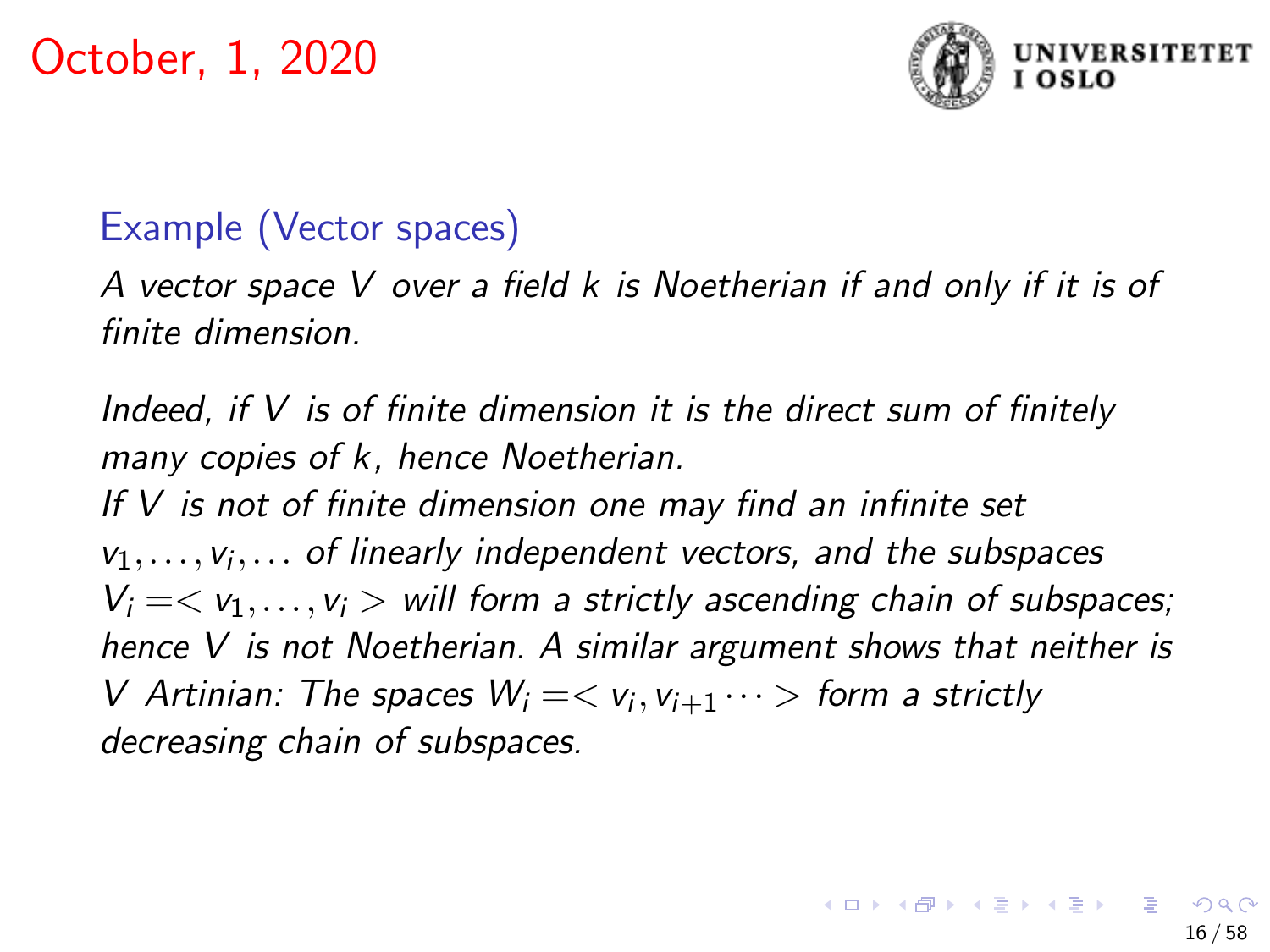October, 1, 2020

### Example (Vector spaces)

*A vector space $V$ over a field $k$ is Noetherian if and only if it is of finite dimension.*

*Indeed, if $V$ is of finite dimension it is the direct sum of finitely many copies of $k$, hence Noetherian.*
*If $V$ is not of finite dimension one may find an infinite set $v_1, \ldots, v_i, \ldots$ of linearly independent vectors, and the subspaces $V_i = < v_1, \ldots, v_i >$ will form a strictly ascending chain of subspaces; hence $V$ is not Noetherian. A similar argument shows that neither is $V$ Artinian: The spaces $W_i = < v_i, v_{i+1} \cdots >$ form a strictly decreasing chain of subspaces.*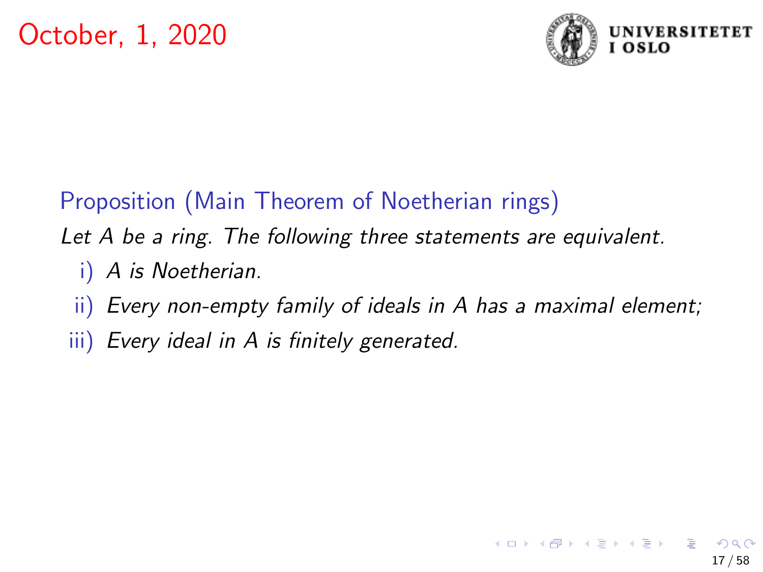October, 1, 2020

**Proposition (Main Theorem of Noetherian rings)**

*Let $A$ be a ring. The following three statements are equivalent.*

i) *$A$ is Noetherian.*

ii) *Every non-empty family of ideals in $A$ has a maximal element;*

iii) *Every ideal in $A$ is finitely generated.*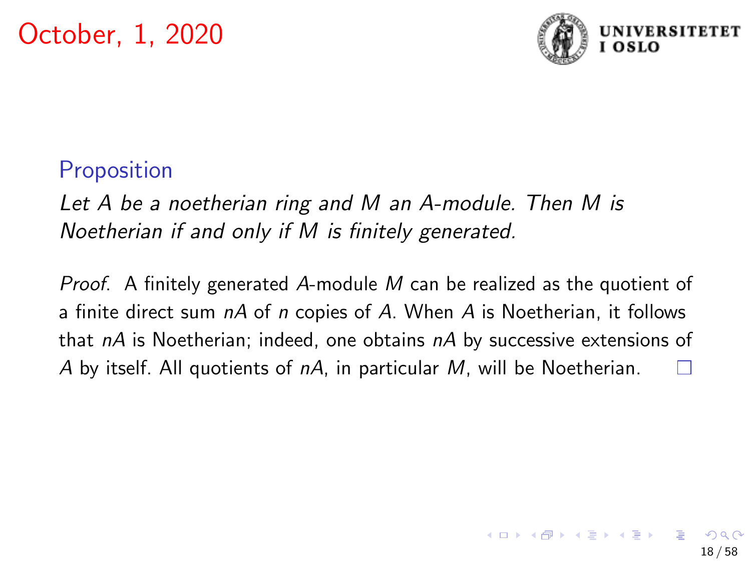October, 1, 2020

**Proposition**

*Let $A$ be a noetherian ring and $M$ an $A$-module. Then $M$ is Noetherian if and only if $M$ is finitely generated.*

*Proof.* A finitely generated $A$-module $M$ can be realized as the quotient of a finite direct sum $nA$ of $n$ copies of $A$. When $A$ is Noetherian, it follows that $nA$ is Noetherian; indeed, one obtains $nA$ by successive extensions of $A$ by itself. All quotients of $nA$, in particular $M$, will be Noetherian. □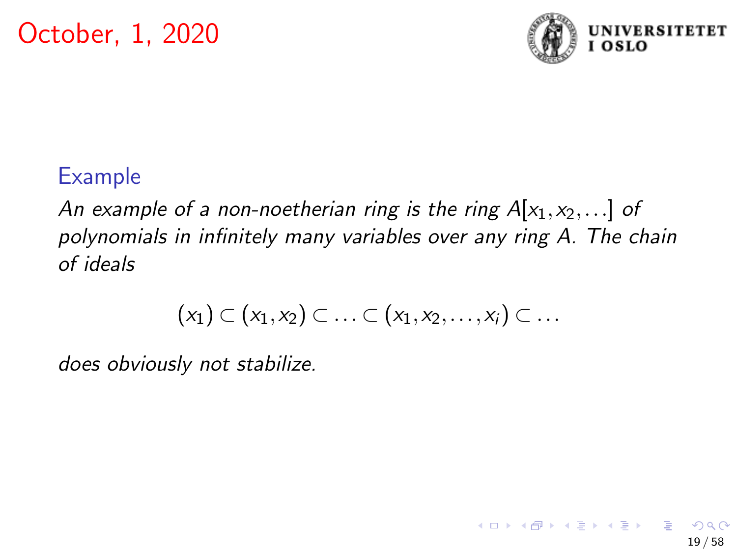October, 1, 2020

**Example**

*An example of a non-noetherian ring is the ring $A[x_1, x_2, \ldots]$ of polynomials in infinitely many variables over any ring $A$. The chain of ideals*

$$(x_1) \subset (x_1, x_2) \subset \ldots \subset (x_1, x_2, \ldots, x_i) \subset \ldots$$

*does obviously not stabilize.*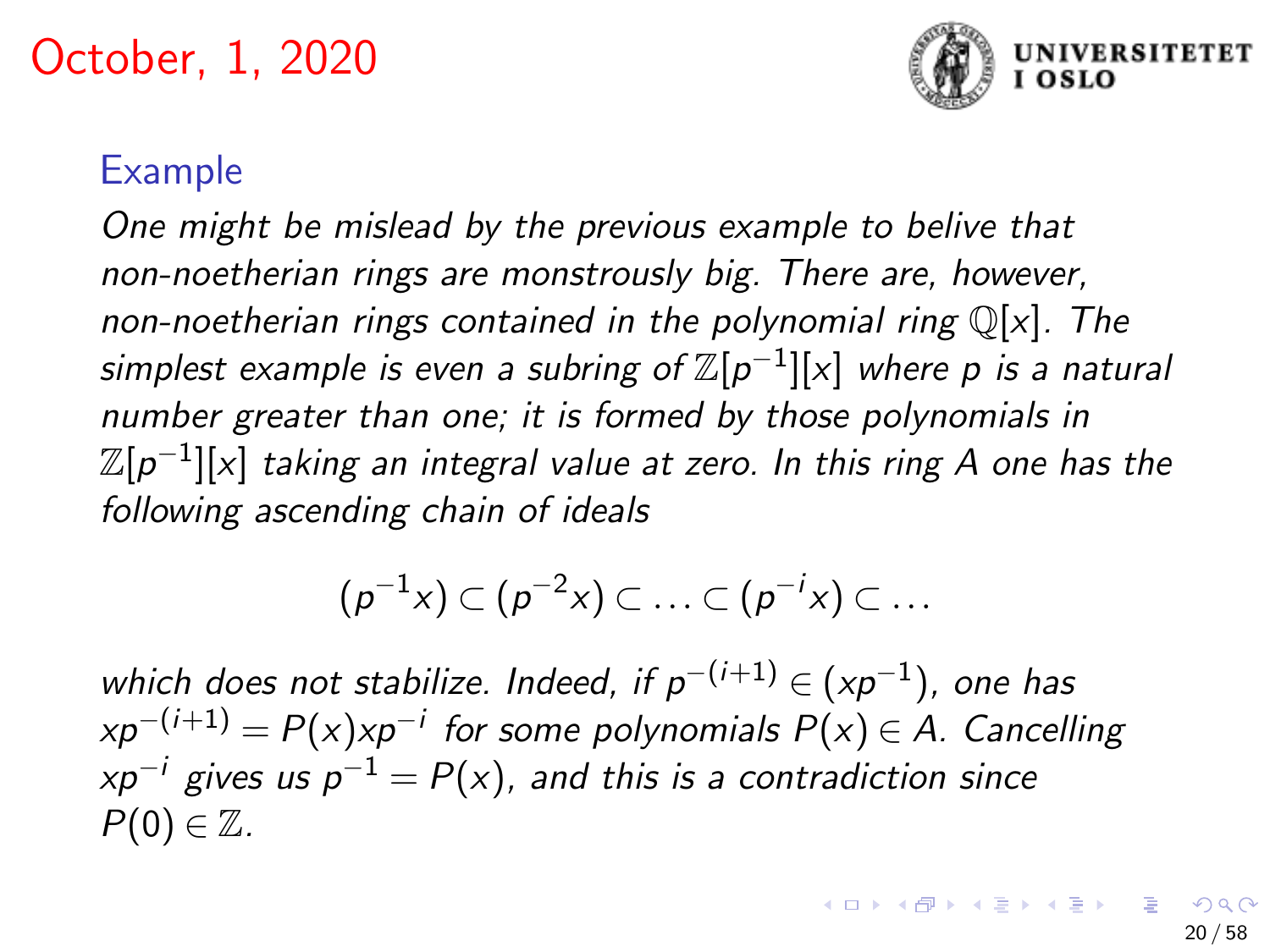October, 1, 2020

### Example

*One might be mislead by the previous example to belive that non-noetherian rings are monstrously big. There are, however, non-noetherian rings contained in the polynomial ring $\mathbb{Q}[x]$. The simplest example is even a subring of $\mathbb{Z}[p^{-1}][x]$ where $p$ is a natural number greater than one; it is formed by those polynomials in $\mathbb{Z}[p^{-1}][x]$ taking an integral value at zero. In this ring $A$ one has the following ascending chain of ideals*

$$(p^{-1}x) \subset (p^{-2}x) \subset \ldots \subset (p^{-i}x) \subset \ldots$$

*which does not stabilize. Indeed, if $p^{-(i+1)} \in (xp^{-1})$, one has $xp^{-(i+1)} = P(x)xp^{-i}$ for some polynomials $P(x) \in A$. Cancelling $xp^{-i}$ gives us $p^{-1} = P(x)$, and this is a contradiction since $P(0) \in \mathbb{Z}$.*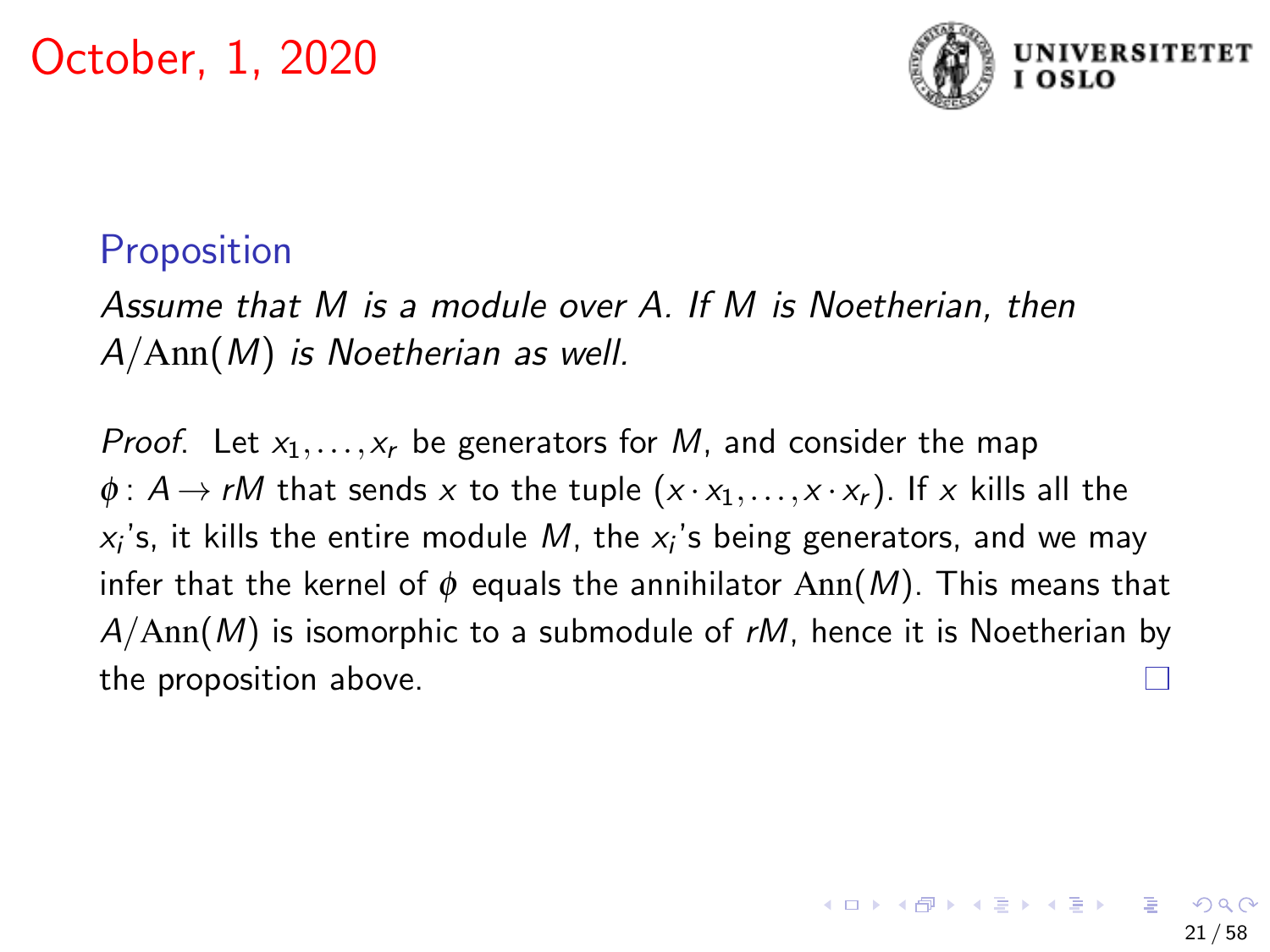October, 1, 2020

### Proposition

*Assume that $M$ is a module over $A$. If $M$ is Noetherian, then $A/\mathrm{Ann}(M)$ is Noetherian as well.*

*Proof.* Let $x_1, \ldots, x_r$ be generators for $M$, and consider the map $\phi \colon A \to rM$ that sends $x$ to the tuple $(x \cdot x_1, \ldots, x \cdot x_r)$. If $x$ kills all the $x_i$'s, it kills the entire module $M$, the $x_i$'s being generators, and we may infer that the kernel of $\phi$ equals the annihilator $\mathrm{Ann}(M)$. This means that $A/\mathrm{Ann}(M)$ is isomorphic to a submodule of $rM$, hence it is Noetherian by the proposition above. □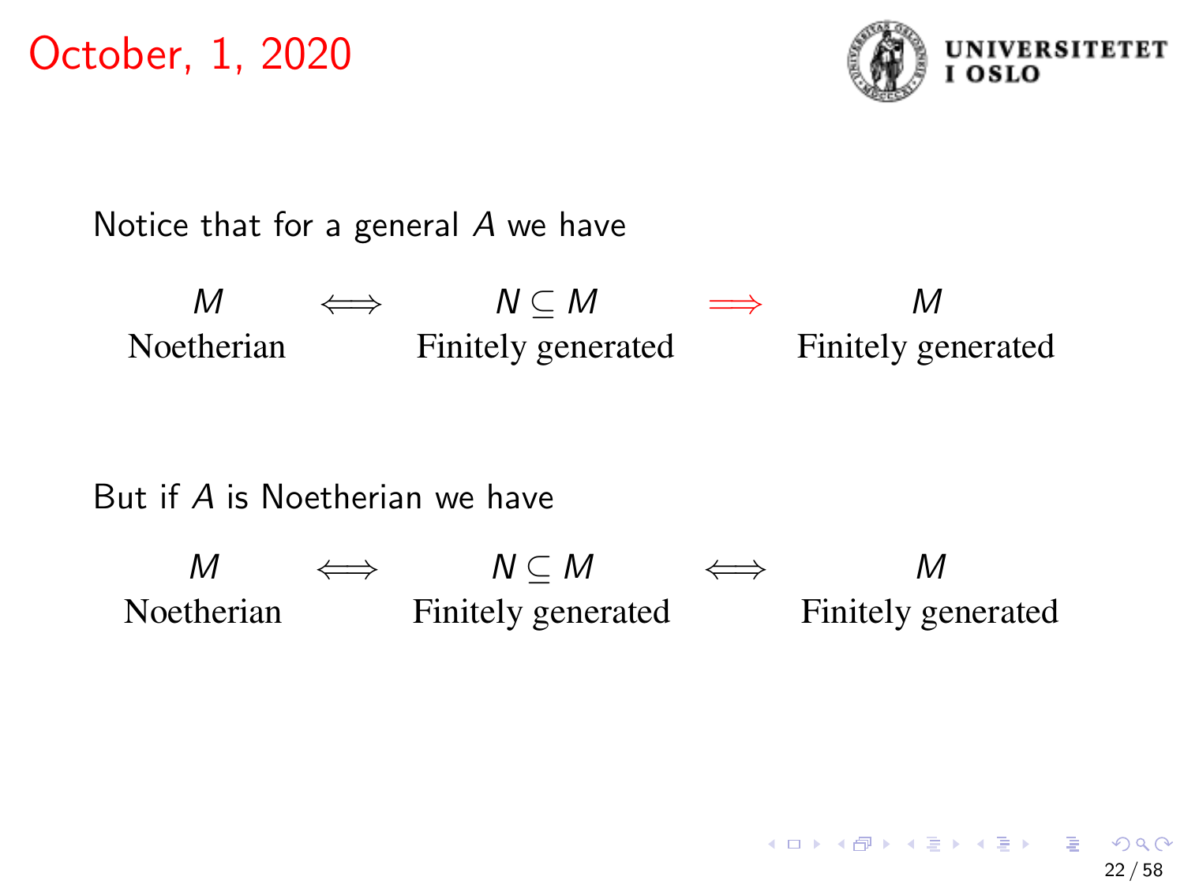October, 1, 2020

Notice that for a general $A$ we have

$$\underset{\text{Noetherian}}{M} \iff \underset{\text{Finitely generated}}{N \subseteq M} \implies \underset{\text{Finitely generated}}{M}$$

But if $A$ is Noetherian we have

$$\underset{\text{Noetherian}}{M} \iff \underset{\text{Finitely generated}}{N \subseteq M} \iff \underset{\text{Finitely generated}}{M}$$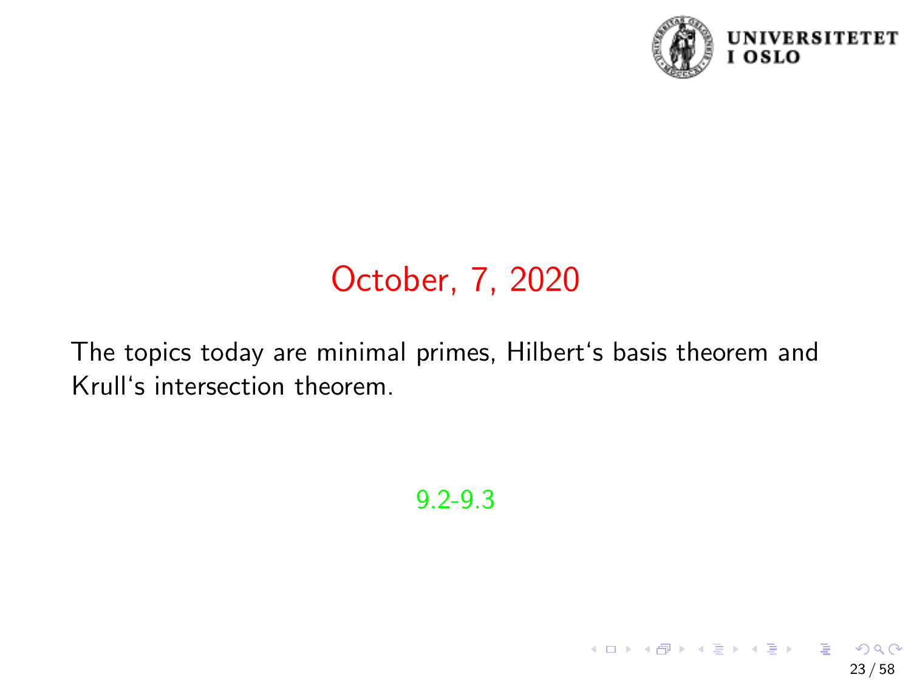# October, 7, 2020

The topics today are minimal primes, Hilbert‘s basis theorem and Krull‘s intersection theorem.

9.2-9.3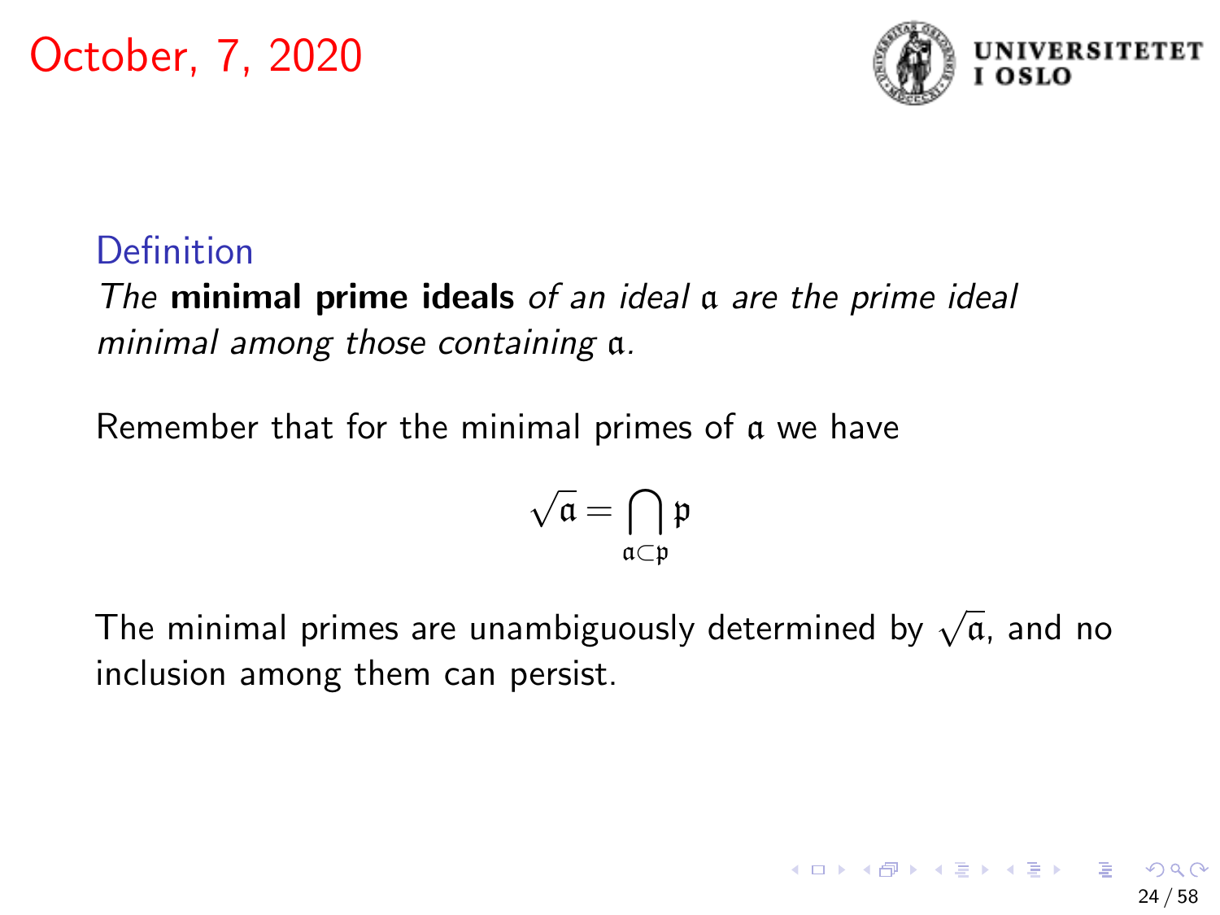October, 7, 2020

**Definition**

*The* **minimal prime ideals** *of an ideal* $\mathfrak{a}$ *are the prime ideal minimal among those containing* $\mathfrak{a}$*.*

Remember that for the minimal primes of $\mathfrak{a}$ we have

$$\sqrt{\mathfrak{a}} = \bigcap_{\mathfrak{a} \subset \mathfrak{p}} \mathfrak{p}$$

The minimal primes are unambiguously determined by $\sqrt{\mathfrak{a}}$, and no inclusion among them can persist.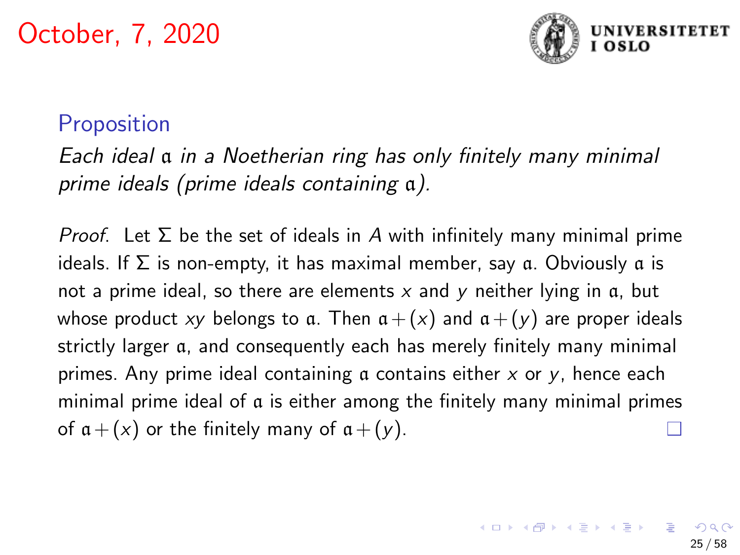October, 7, 2020

### Proposition

*Each ideal $\mathfrak{a}$ in a Noetherian ring has only finitely many minimal prime ideals (prime ideals containing $\mathfrak{a}$).*

*Proof.* Let $\Sigma$ be the set of ideals in $A$ with infinitely many minimal prime ideals. If $\Sigma$ is non-empty, it has maximal member, say $\mathfrak{a}$. Obviously $\mathfrak{a}$ is not a prime ideal, so there are elements $x$ and $y$ neither lying in $\mathfrak{a}$, but whose product $xy$ belongs to $\mathfrak{a}$. Then $\mathfrak{a} + (x)$ and $\mathfrak{a} + (y)$ are proper ideals strictly larger $\mathfrak{a}$, and consequently each has merely finitely many minimal primes. Any prime ideal containing $\mathfrak{a}$ contains either $x$ or $y$, hence each minimal prime ideal of $\mathfrak{a}$ is either among the finitely many minimal primes of $\mathfrak{a} + (x)$ or the finitely many of $\mathfrak{a} + (y)$. □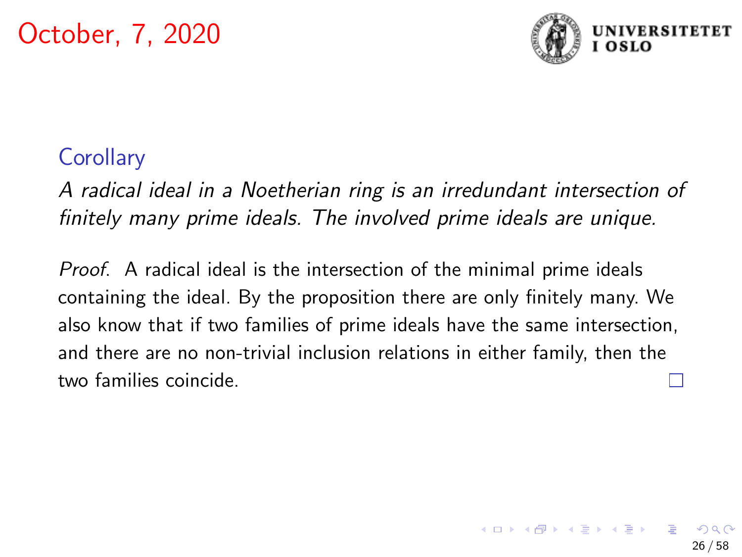October, 7, 2020

**Corollary**

*A radical ideal in a Noetherian ring is an irredundant intersection of finitely many prime ideals. The involved prime ideals are unique.*

*Proof.* A radical ideal is the intersection of the minimal prime ideals containing the ideal. By the proposition there are only finitely many. We also know that if two families of prime ideals have the same intersection, and there are no non-trivial inclusion relations in either family, then the two families coincide. □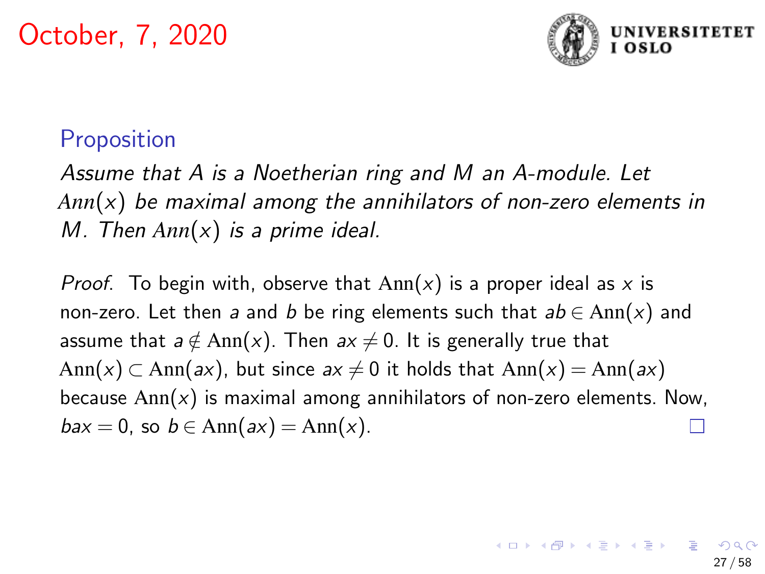October, 7, 2020

**Proposition**

*Assume that $A$ is a Noetherian ring and $M$ an $A$-module. Let $Ann(x)$ be maximal among the annihilators of non-zero elements in $M$. Then $Ann(x)$ is a prime ideal.*

*Proof.* To begin with, observe that $\mathrm{Ann}(x)$ is a proper ideal as $x$ is non-zero. Let then $a$ and $b$ be ring elements such that $ab \in \mathrm{Ann}(x)$ and assume that $a \notin \mathrm{Ann}(x)$. Then $ax \neq 0$. It is generally true that $\mathrm{Ann}(x) \subset \mathrm{Ann}(ax)$, but since $ax \neq 0$ it holds that $\mathrm{Ann}(x) = \mathrm{Ann}(ax)$ because $\mathrm{Ann}(x)$ is maximal among annihilators of non-zero elements. Now, $bax = 0$, so $b \in \mathrm{Ann}(ax) = \mathrm{Ann}(x)$. □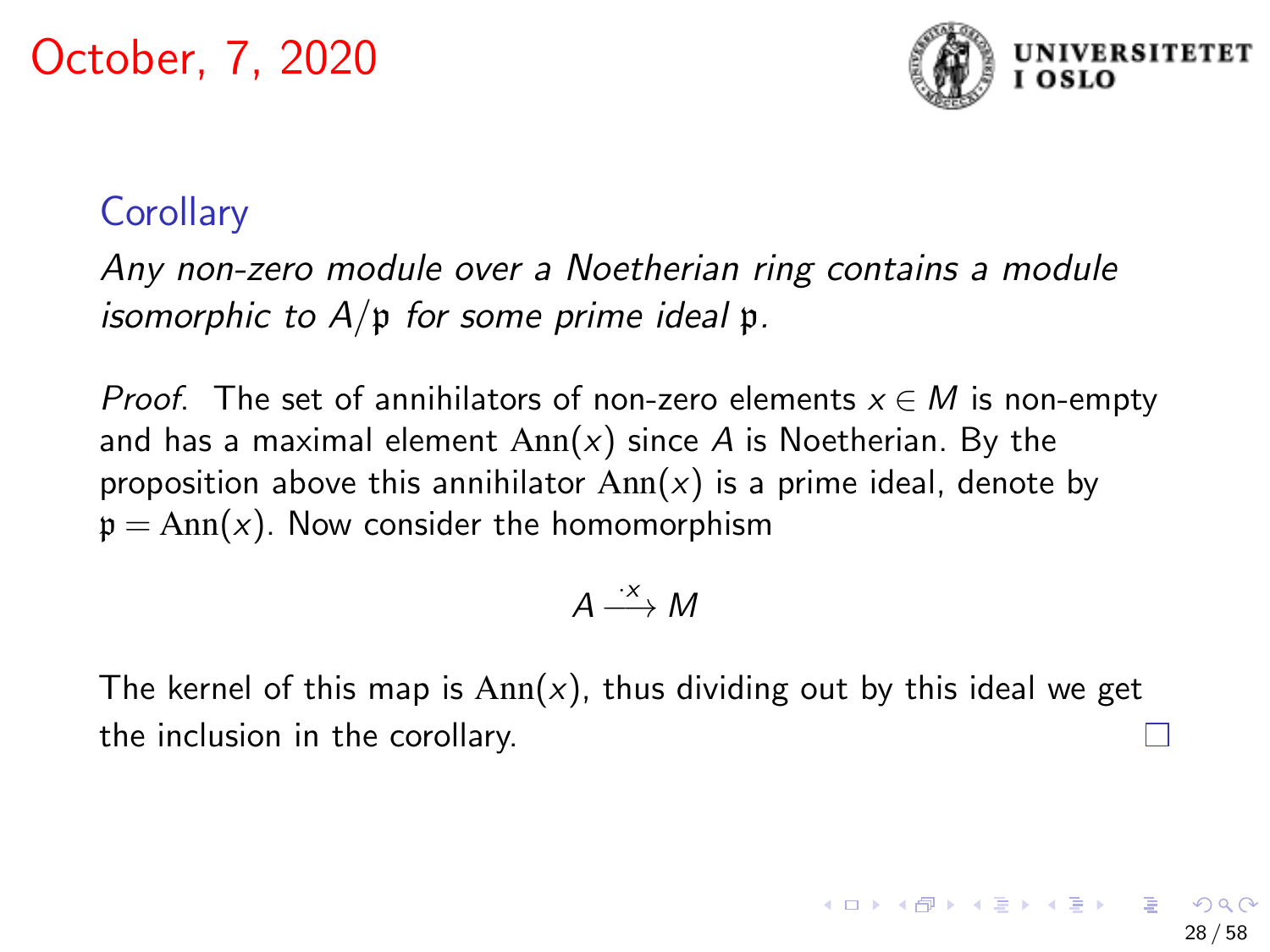October, 7, 2020

### Corollary

*Any non-zero module over a Noetherian ring contains a module isomorphic to $A/\mathfrak{p}$ for some prime ideal $\mathfrak{p}$.*

*Proof.* The set of annihilators of non-zero elements $x \in M$ is non-empty and has a maximal element $\mathrm{Ann}(x)$ since $A$ is Noetherian. By the proposition above this annihilator $\mathrm{Ann}(x)$ is a prime ideal, denote by $\mathfrak{p} = \mathrm{Ann}(x)$. Now consider the homomorphism

$$A \xrightarrow{\cdot x} M$$

The kernel of this map is $\mathrm{Ann}(x)$, thus dividing out by this ideal we get the inclusion in the corollary. □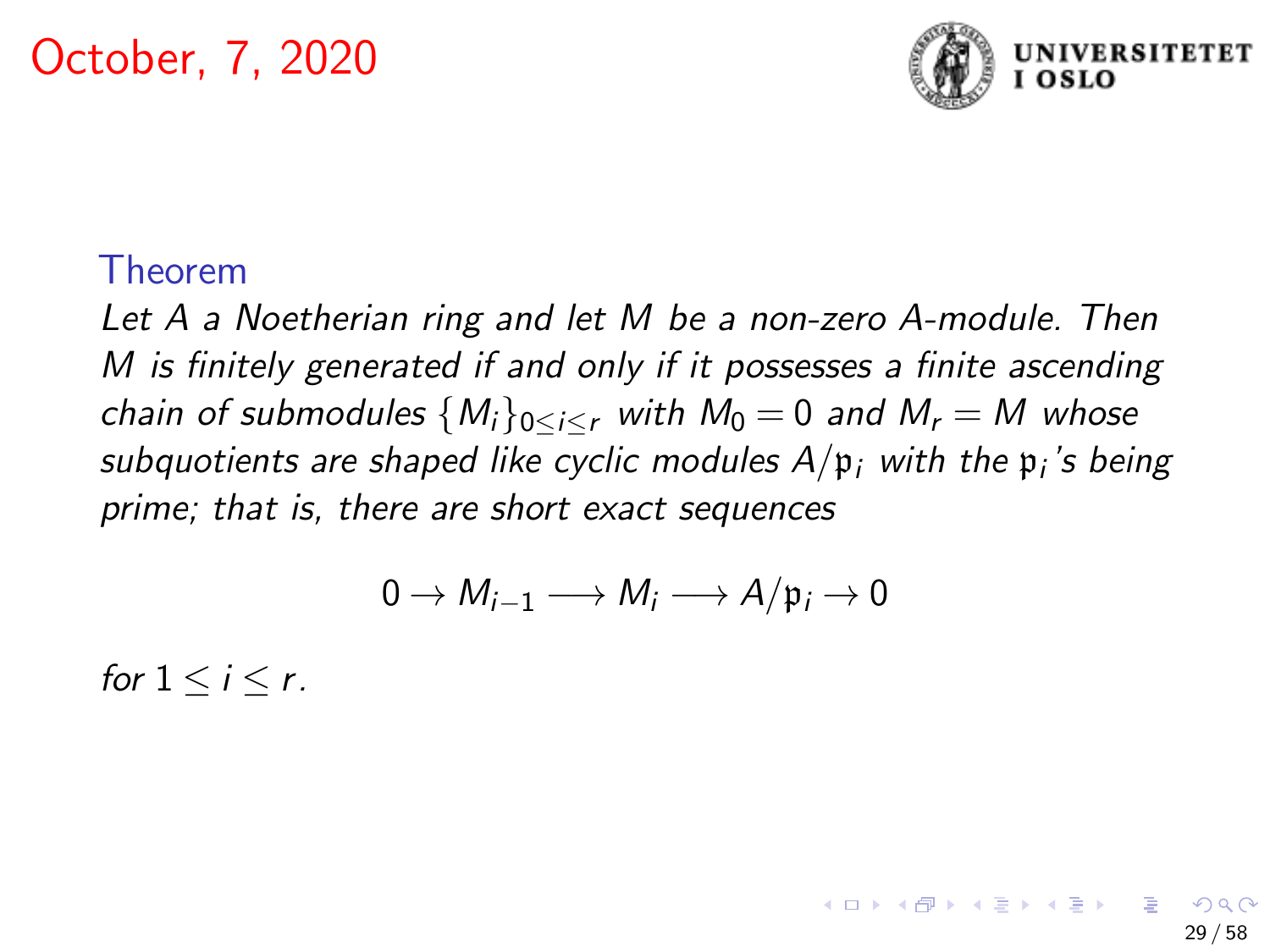October, 7, 2020

**Theorem**

*Let $A$ a Noetherian ring and let $M$ be a non-zero $A$-module. Then $M$ is finitely generated if and only if it possesses a finite ascending chain of submodules $\{M_i\}_{0 \le i \le r}$ with $M_0 = 0$ and $M_r = M$ whose subquotients are shaped like cyclic modules $A/\mathfrak{p}_i$ with the $\mathfrak{p}_i$'s being prime; that is, there are short exact sequences*

$$0 \to M_{i-1} \longrightarrow M_i \longrightarrow A/\mathfrak{p}_i \to 0$$

*for $1 \le i \le r$.*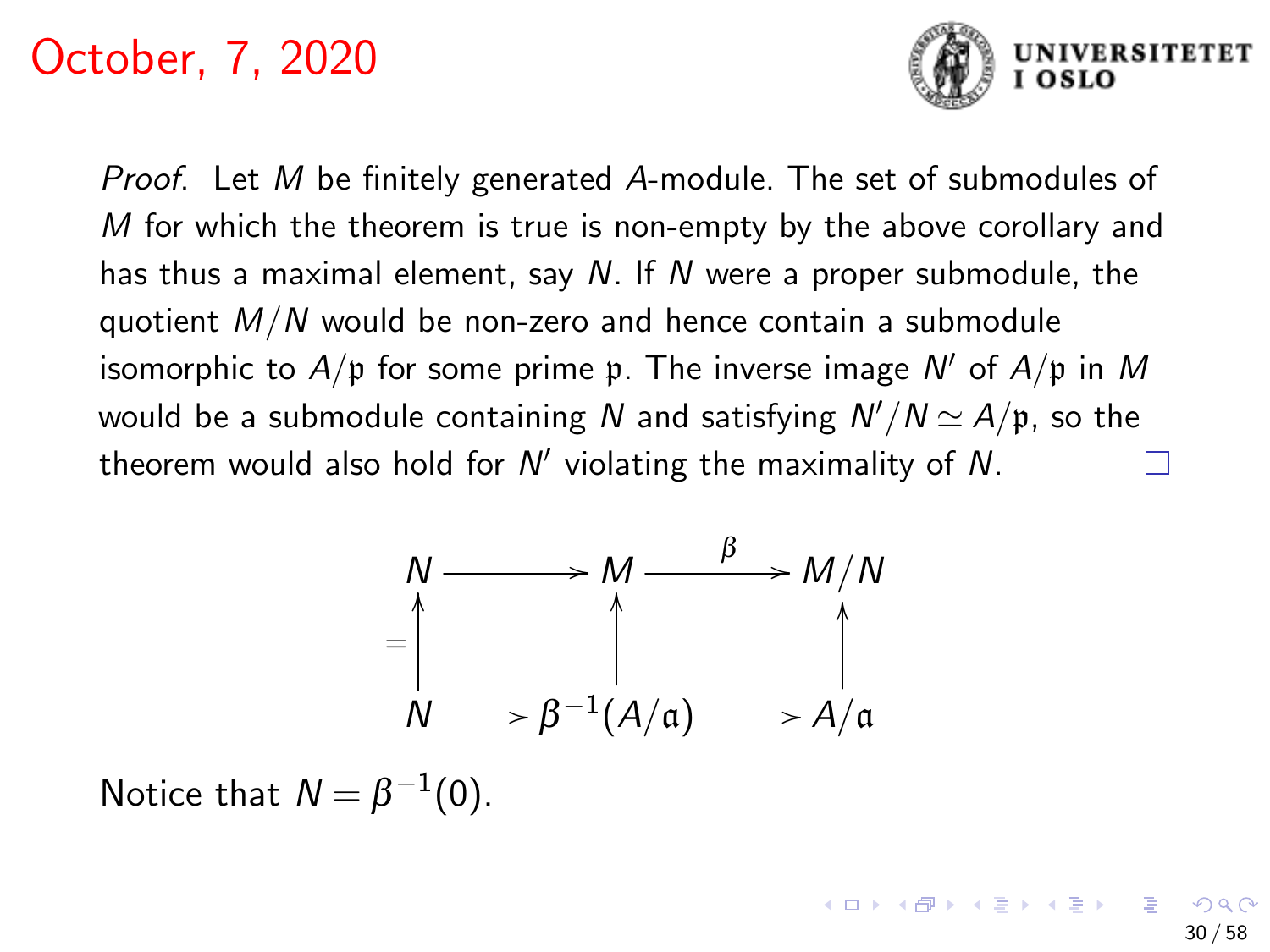October, 7, 2020

*Proof.* Let $M$ be finitely generated $A$-module. The set of submodules of $M$ for which the theorem is true is non-empty by the above corollary and has thus a maximal element, say $N$. If $N$ were a proper submodule, the quotient $M/N$ would be non-zero and hence contain a submodule isomorphic to $A/\mathfrak{p}$ for some prime $\mathfrak{p}$. The inverse image $N'$ of $A/\mathfrak{p}$ in $M$ would be a submodule containing $N$ and satisfying $N'/N \simeq A/\mathfrak{p}$, so the theorem would also hold for $N'$ violating the maximality of $N$. □

$$\begin{array}{ccccc}
N & \longrightarrow & M & \xrightarrow{\beta} & M/N \\
{\scriptstyle =}\uparrow & & \uparrow & & \uparrow \\
N & \longrightarrow & \beta^{-1}(A/\mathfrak{a}) & \longrightarrow & A/\mathfrak{a}
\end{array}$$

Notice that $N = \beta^{-1}(0)$.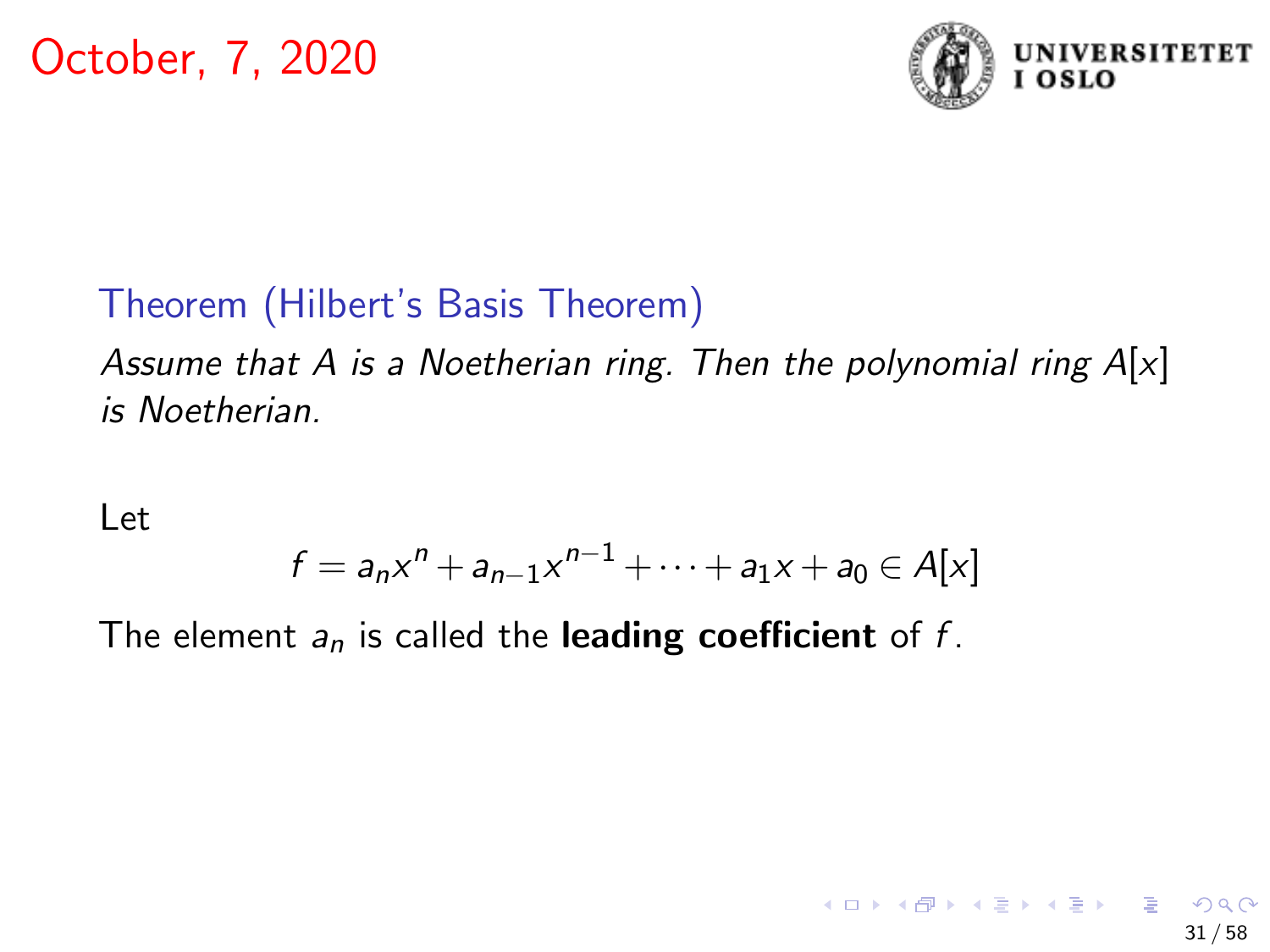October, 7, 2020

**Theorem (Hilbert's Basis Theorem)**

*Assume that $A$ is a Noetherian ring. Then the polynomial ring $A[x]$ is Noetherian.*

Let

$$f = a_n x^n + a_{n-1} x^{n-1} + \cdots + a_1 x + a_0 \in A[x]$$

The element $a_n$ is called the **leading coefficient** of $f$.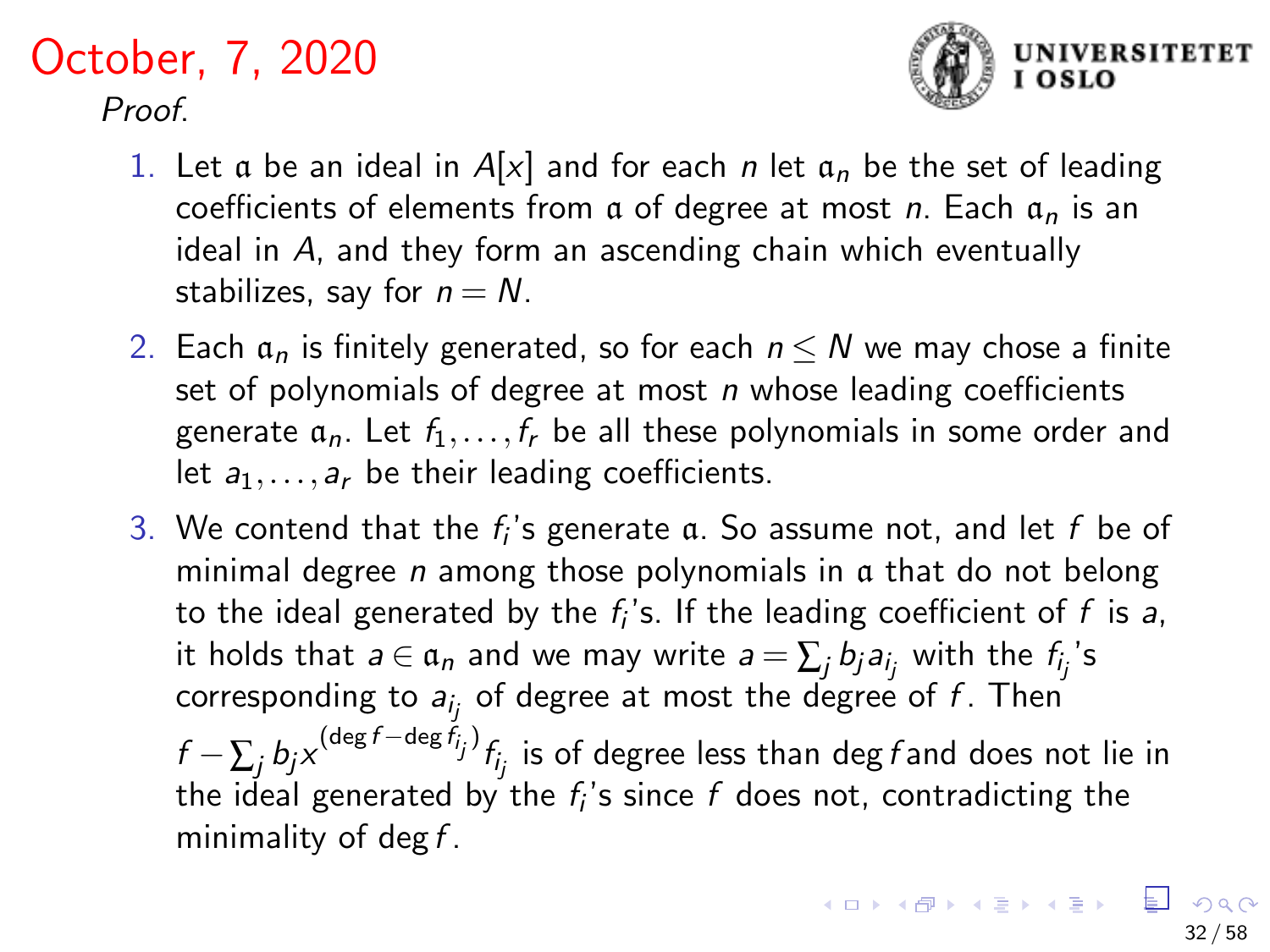# October, 7, 2020

*Proof.*

1. Let $\mathfrak{a}$ be an ideal in $A[x]$ and for each $n$ let $\mathfrak{a}_n$ be the set of leading coefficients of elements from $\mathfrak{a}$ of degree at most $n$. Each $\mathfrak{a}_n$ is an ideal in $A$, and they form an ascending chain which eventually stabilizes, say for $n = N$.
2. Each $\mathfrak{a}_n$ is finitely generated, so for each $n \leq N$ we may chose a finite set of polynomials of degree at most $n$ whose leading coefficients generate $\mathfrak{a}_n$. Let $f_1, \ldots, f_r$ be all these polynomials in some order and let $a_1, \ldots, a_r$ be their leading coefficients.
3. We contend that the $f_i$'s generate $\mathfrak{a}$. So assume not, and let $f$ be of minimal degree $n$ among those polynomials in $\mathfrak{a}$ that do not belong to the ideal generated by the $f_i$'s. If the leading coefficient of $f$ is $a$, it holds that $a \in \mathfrak{a}_n$ and we may write $a = \sum_j b_j a_{i_j}$ with the $f_{i_j}$'s corresponding to $a_{i_j}$ of degree at most the degree of $f$. Then $f - \sum_j b_j x^{(\deg f - \deg f_{i_j})} f_{i_j}$ is of degree less than $\deg f$ and does not lie in the ideal generated by the $f_i$'s since $f$ does not, contradicting the minimality of $\deg f$.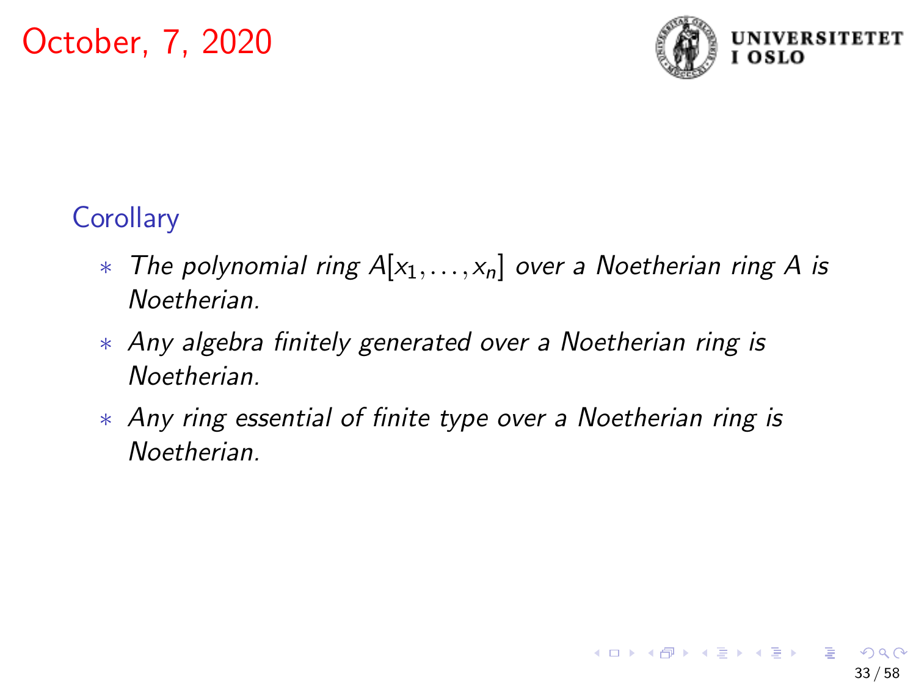October, 7, 2020

### Corollary

* *The polynomial ring $A[x_1, \ldots, x_n]$ over a Noetherian ring $A$ is Noetherian.*
* *Any algebra finitely generated over a Noetherian ring is Noetherian.*
* *Any ring essential of finite type over a Noetherian ring is Noetherian.*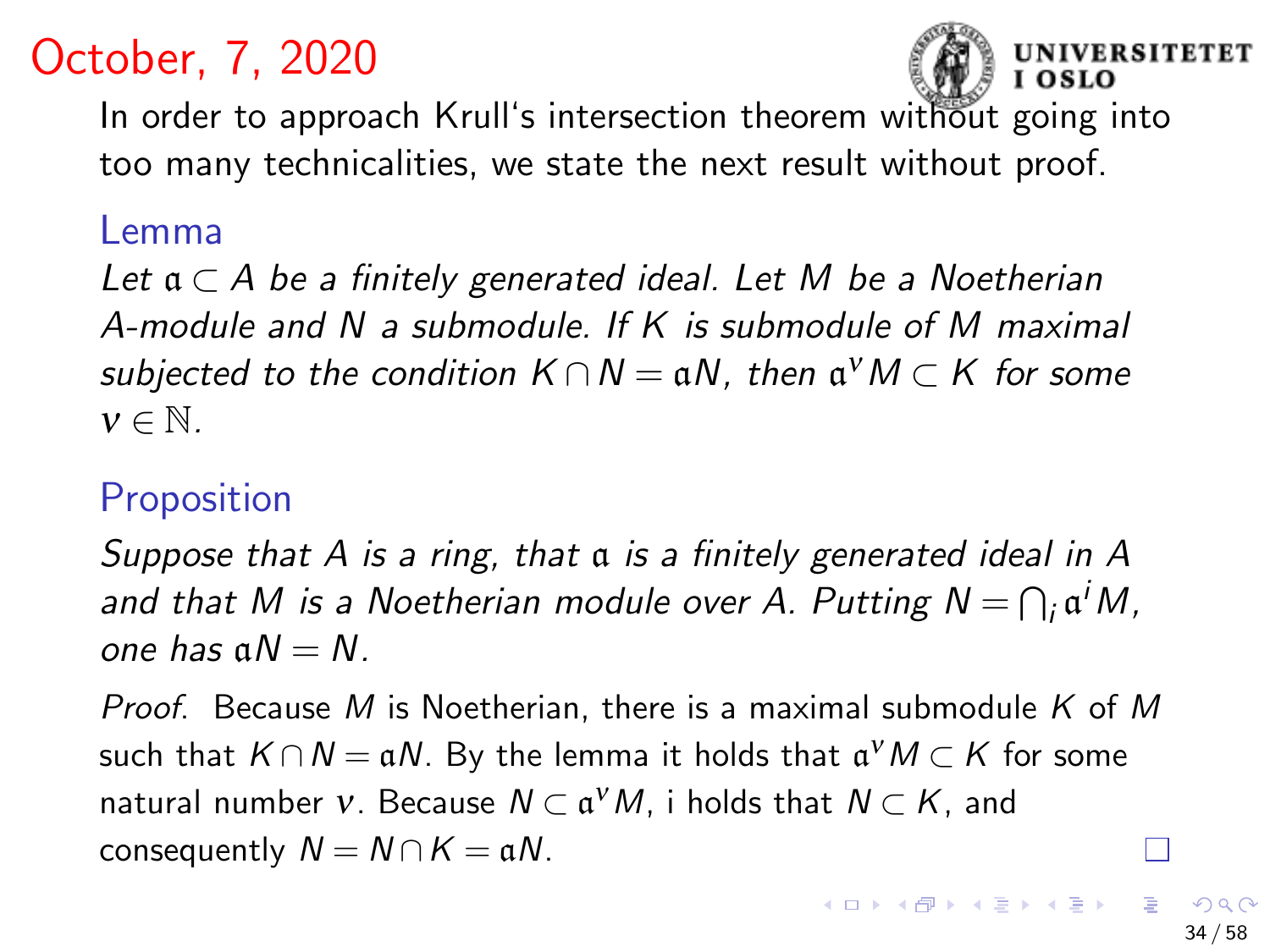# October, 7, 2020

In order to approach Krull's intersection theorem without going into too many technicalities, we state the next result without proof.

### Lemma

*Let $\mathfrak{a} \subset A$ be a finitely generated ideal. Let $M$ be a Noetherian $A$-module and $N$ a submodule. If $K$ is submodule of $M$ maximal subjected to the condition $K \cap N = \mathfrak{a}N$, then $\mathfrak{a}^\nu M \subset K$ for some $\nu \in \mathbb{N}$.*

### Proposition

*Suppose that $A$ is a ring, that $\mathfrak{a}$ is a finitely generated ideal in $A$ and that $M$ is a Noetherian module over $A$. Putting $N = \bigcap_i \mathfrak{a}^i M$, one has $\mathfrak{a}N = N$.*

*Proof.* Because $M$ is Noetherian, there is a maximal submodule $K$ of $M$ such that $K \cap N = \mathfrak{a}N$. By the lemma it holds that $\mathfrak{a}^\nu M \subset K$ for some natural number $\nu$. Because $N \subset \mathfrak{a}^\nu M$, i holds that $N \subset K$, and consequently $N = N \cap K = \mathfrak{a}N$. □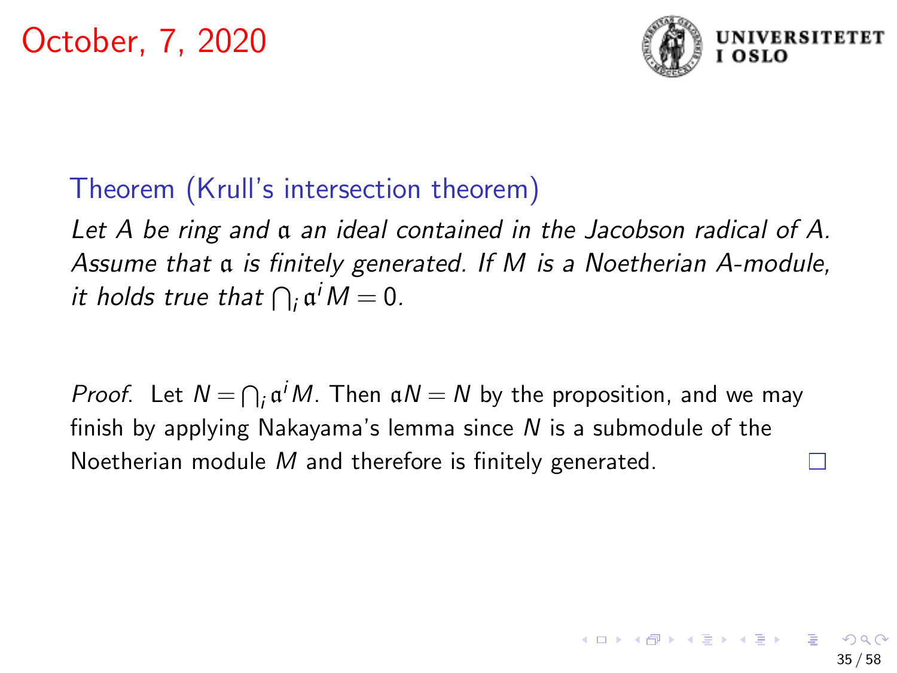October, 7, 2020

**Theorem (Krull's intersection theorem)**

*Let $A$ be ring and $\mathfrak{a}$ an ideal contained in the Jacobson radical of $A$. Assume that $\mathfrak{a}$ is finitely generated. If $M$ is a Noetherian $A$-module, it holds true that $\bigcap_i \mathfrak{a}^i M = 0$.*

*Proof.* Let $N = \bigcap_i \mathfrak{a}^i M$. Then $\mathfrak{a}N = N$ by the proposition, and we may finish by applying Nakayama's lemma since $N$ is a submodule of the Noetherian module $M$ and therefore is finitely generated. □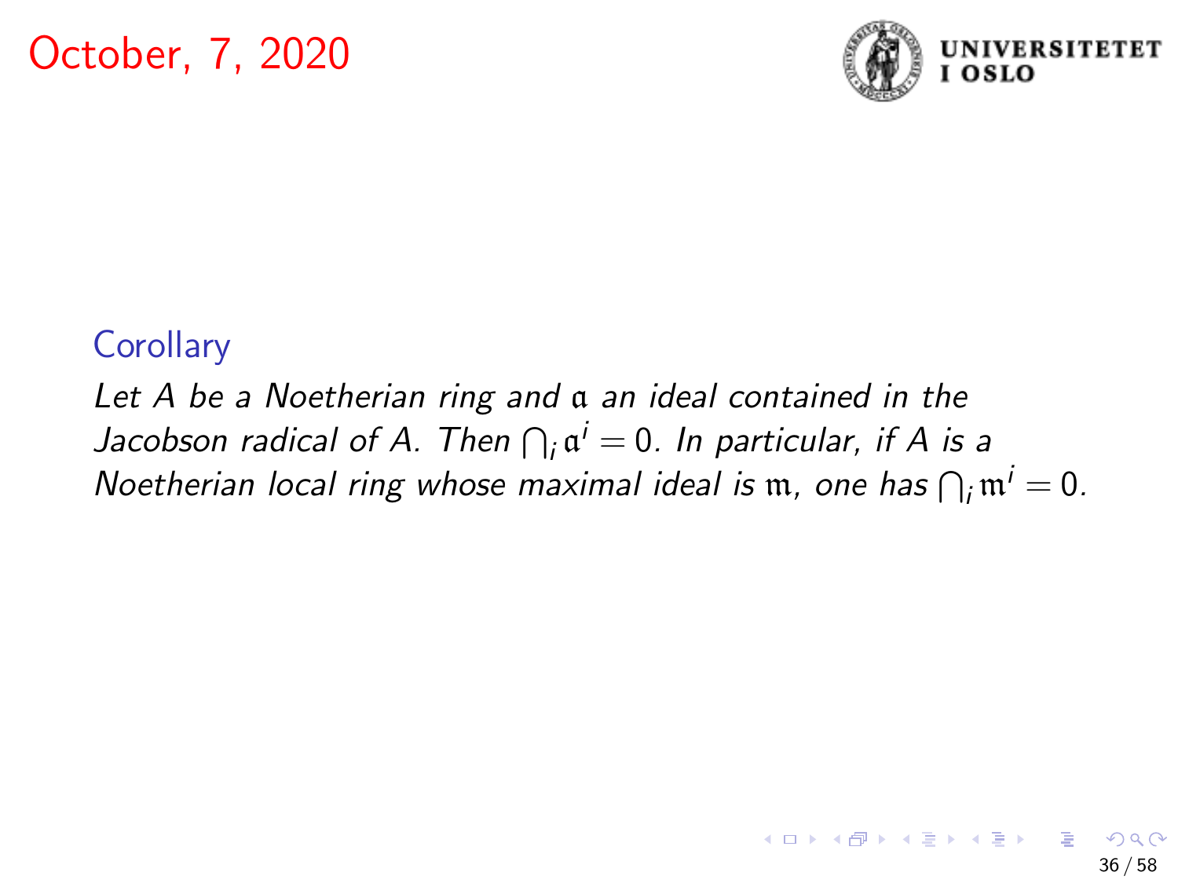October, 7, 2020

**Corollary**

*Let $A$ be a Noetherian ring and $\mathfrak{a}$ an ideal contained in the Jacobson radical of $A$. Then $\bigcap_i \mathfrak{a}^i = 0$. In particular, if $A$ is a Noetherian local ring whose maximal ideal is $\mathfrak{m}$, one has $\bigcap_i \mathfrak{m}^i = 0$.*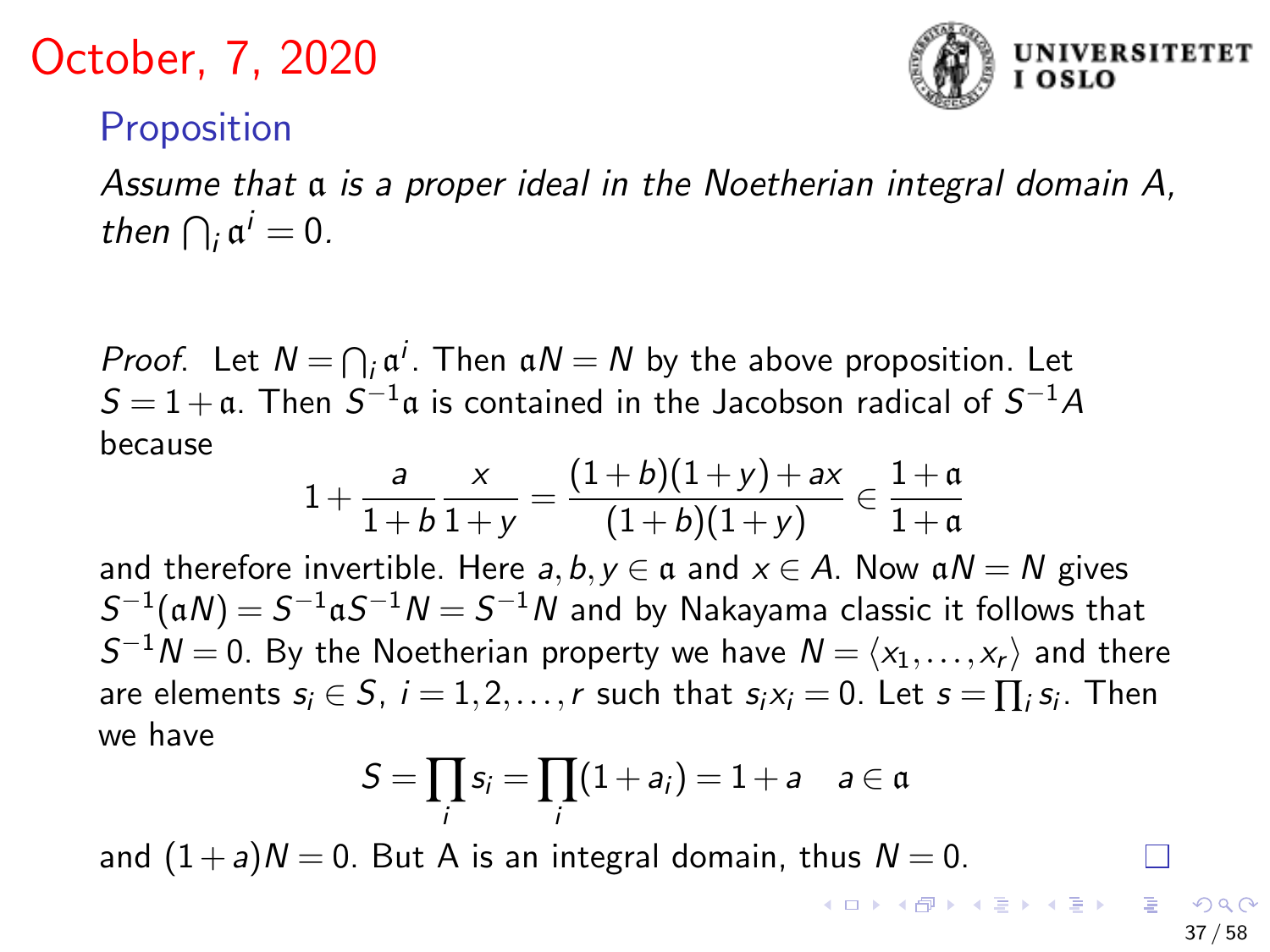October, 7, 2020

**Proposition**

*Assume that $\mathfrak{a}$ is a proper ideal in the Noetherian integral domain $A$, then $\bigcap_i \mathfrak{a}^i = 0$.*

*Proof.* Let $N = \bigcap_i \mathfrak{a}^i$. Then $\mathfrak{a}N = N$ by the above proposition. Let $S = 1 + \mathfrak{a}$. Then $S^{-1}\mathfrak{a}$ is contained in the Jacobson radical of $S^{-1}A$ because

$$1 + \frac{a}{1+b}\frac{x}{1+y} = \frac{(1+b)(1+y) + ax}{(1+b)(1+y)} \in \frac{1+\mathfrak{a}}{1+\mathfrak{a}}$$

and therefore invertible. Here $a, b, y \in \mathfrak{a}$ and $x \in A$. Now $\mathfrak{a}N = N$ gives $S^{-1}(\mathfrak{a}N) = S^{-1}\mathfrak{a}S^{-1}N = S^{-1}N$ and by Nakayama classic it follows that $S^{-1}N = 0$. By the Noetherian property we have $N = \langle x_1, \ldots, x_r \rangle$ and there are elements $s_i \in S$, $i = 1, 2, \ldots, r$ such that $s_i x_i = 0$. Let $s = \prod_i s_i$. Then we have

$$S = \prod_i s_i = \prod_i (1 + a_i) = 1 + a \quad a \in \mathfrak{a}$$

and $(1+a)N = 0$. But A is an integral domain, thus $N = 0$. □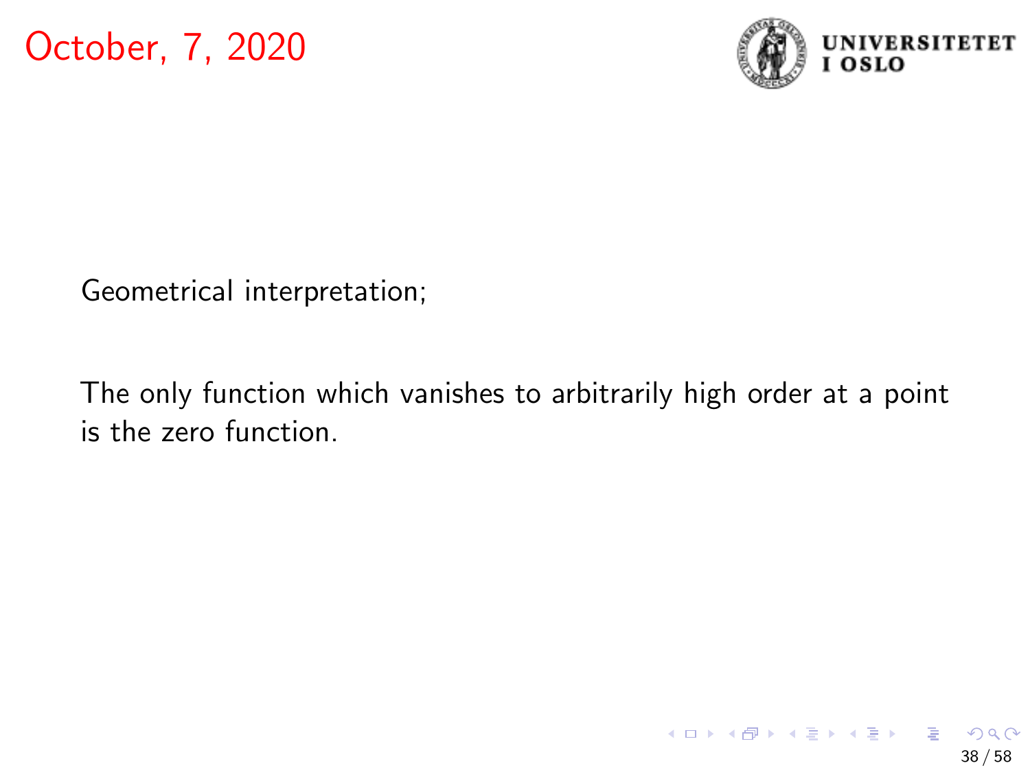October, 7, 2020

Geometrical interpretation;

The only function which vanishes to arbitrarily high order at a point is the zero function.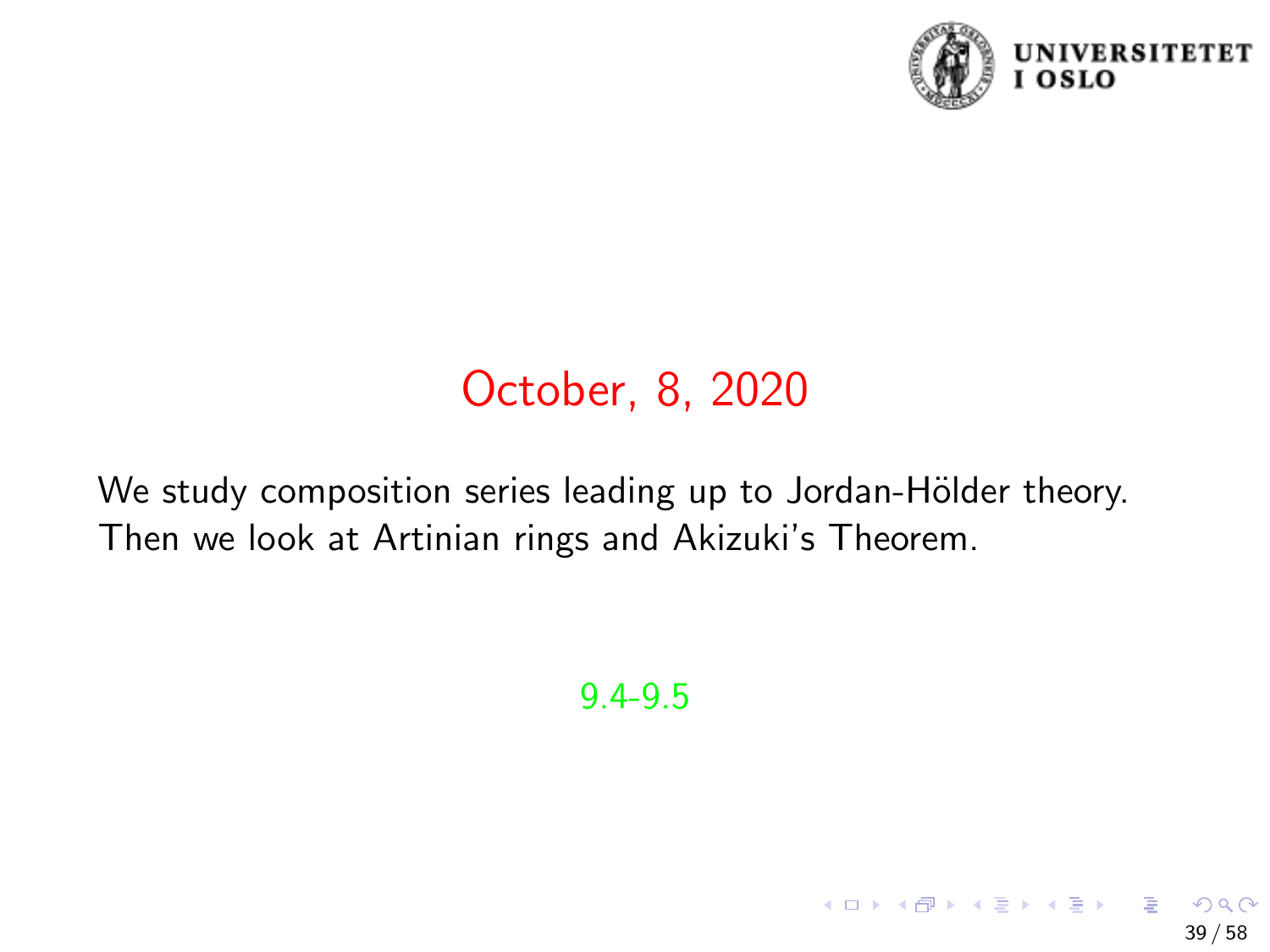## October, 8, 2020

We study composition series leading up to Jordan-Hölder theory. Then we look at Artinian rings and Akizuki's Theorem.

9.4-9.5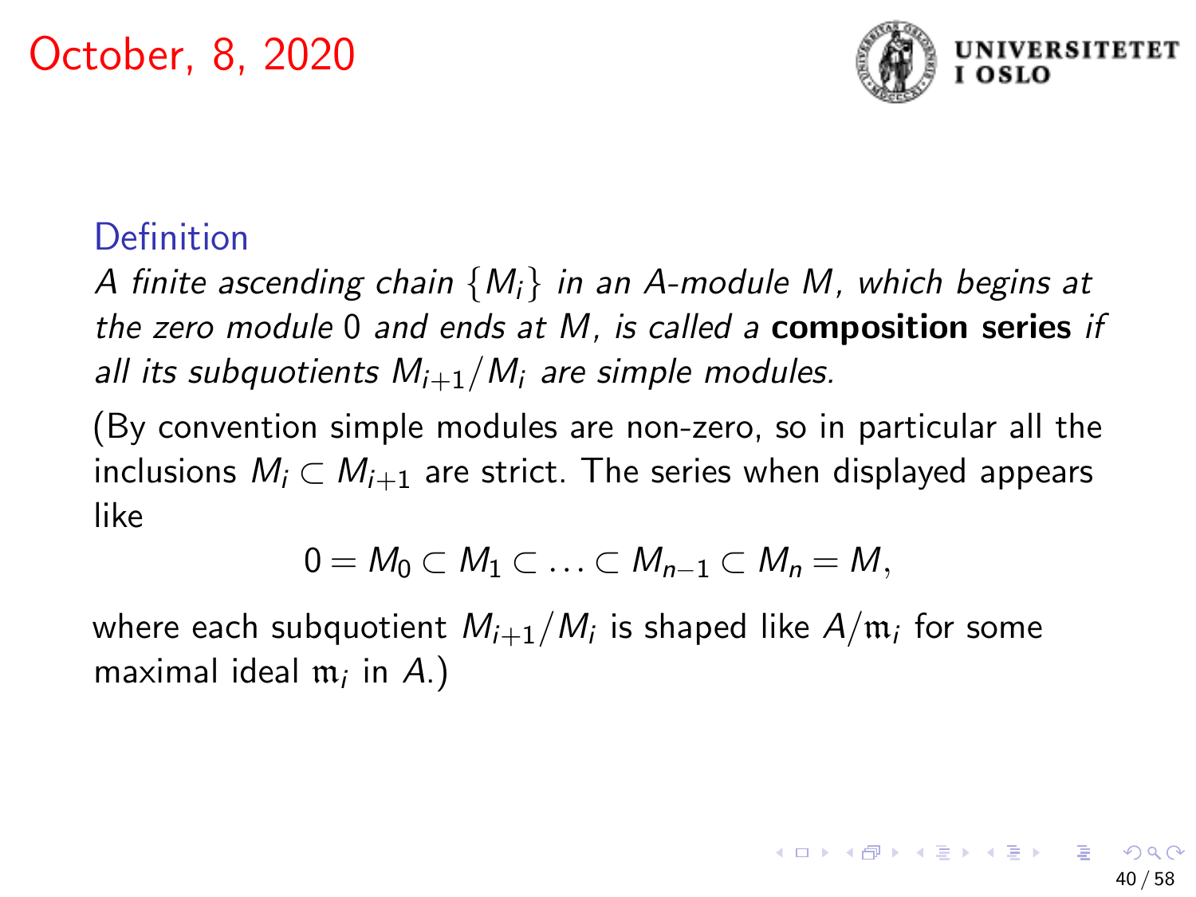## Definition

*A finite ascending chain $\{M_i\}$ in an $A$-module $M$, which begins at the zero module $0$ and ends at $M$, is called a* **composition series** *if all its subquotients $M_{i+1}/M_i$ are simple modules.*

(By convention simple modules are non-zero, so in particular all the inclusions $M_i \subset M_{i+1}$ are strict. The series when displayed appears like

$$0 = M_0 \subset M_1 \subset \ldots \subset M_{n-1} \subset M_n = M,$$

where each subquotient $M_{i+1}/M_i$ is shaped like $A/\mathfrak{m}_i$ for some maximal ideal $\mathfrak{m}_i$ in $A$.)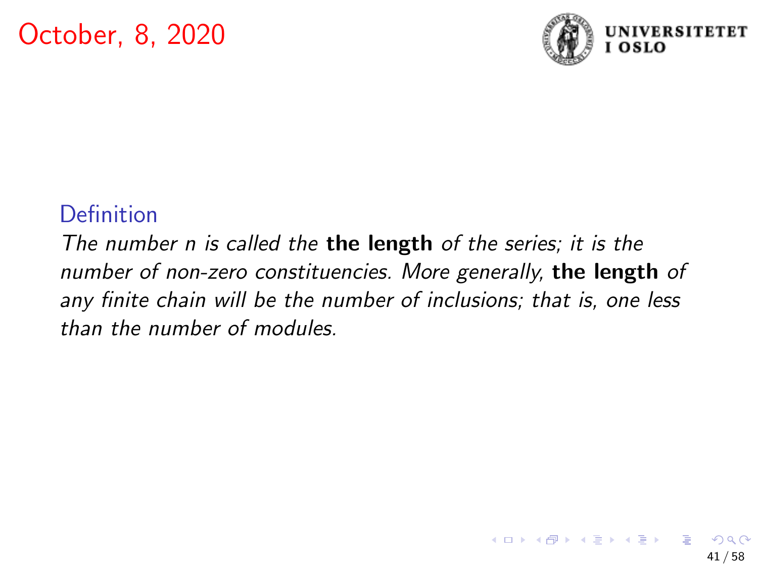October, 8, 2020

**Definition**

*The number $n$ is called the* **the length** *of the series; it is the number of non-zero constituencies. More generally,* **the length** *of any finite chain will be the number of inclusions; that is, one less than the number of modules.*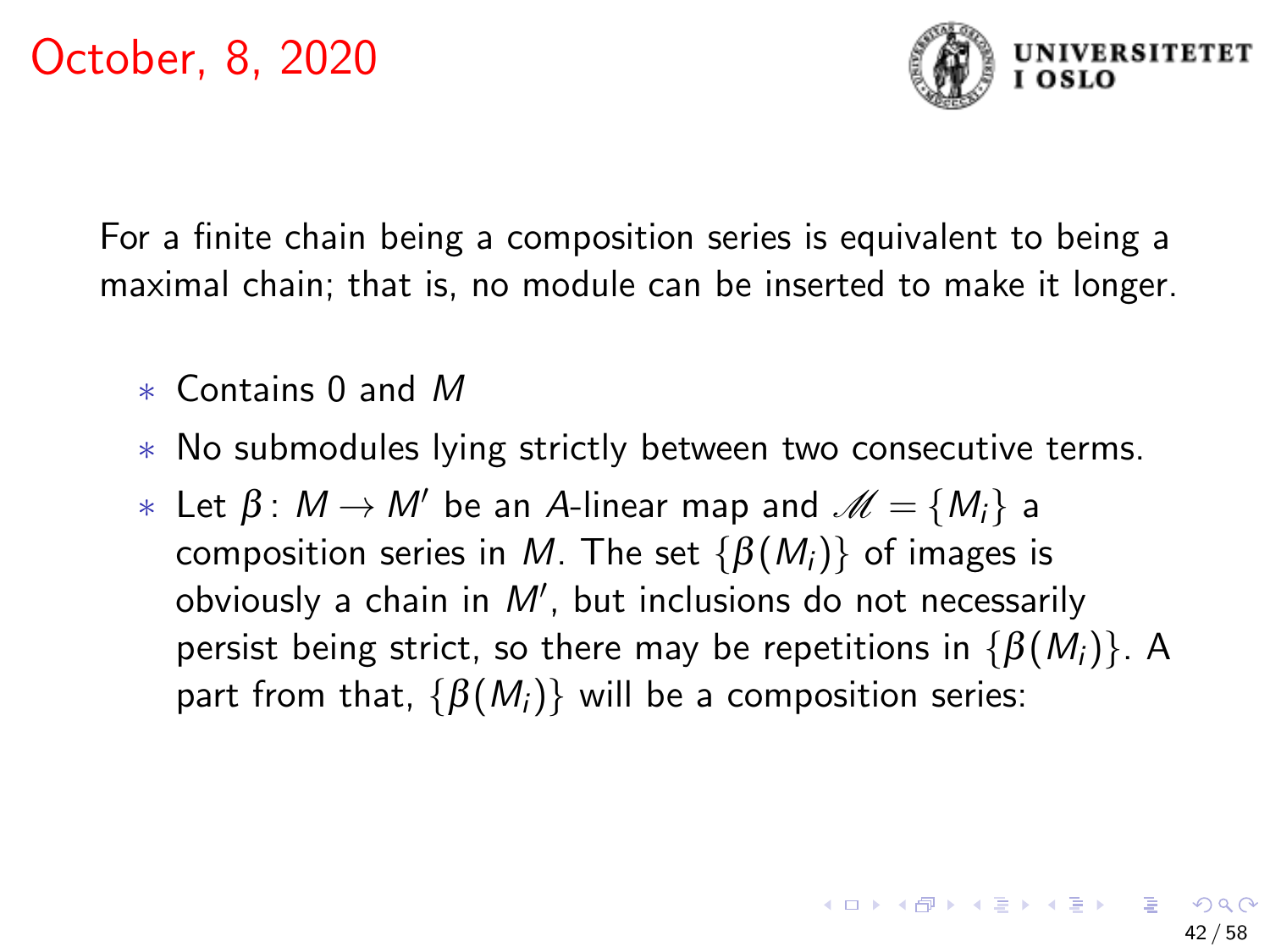October, 8, 2020

For a finite chain being a composition series is equivalent to being a maximal chain; that is, no module can be inserted to make it longer.

- Contains 0 and $M$
- No submodules lying strictly between two consecutive terms.
- Let $\beta \colon M \to M'$ be an $A$-linear map and $\mathscr{M} = \{M_i\}$ a composition series in $M$. The set $\{\beta(M_i)\}$ of images is obviously a chain in $M'$, but inclusions do not necessarily persist being strict, so there may be repetitions in $\{\beta(M_i)\}$. A part from that, $\{\beta(M_i)\}$ will be a composition series: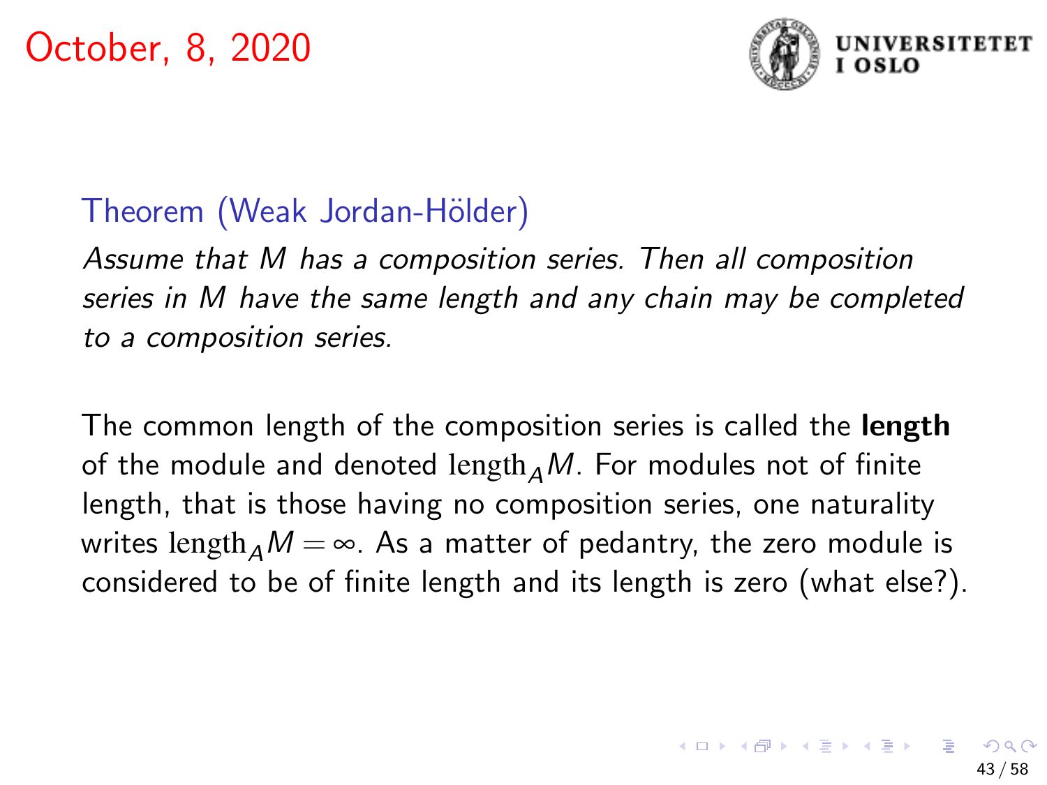October, 8, 2020

**Theorem (Weak Jordan-Hölder)**

*Assume that $M$ has a composition series. Then all composition series in $M$ have the same length and any chain may be completed to a composition series.*

The common length of the composition series is called the **length** of the module and denoted $\operatorname{length}_A M$. For modules not of finite length, that is those having no composition series, one naturality writes $\operatorname{length}_A M = \infty$. As a matter of pedantry, the zero module is considered to be of finite length and its length is zero (what else?).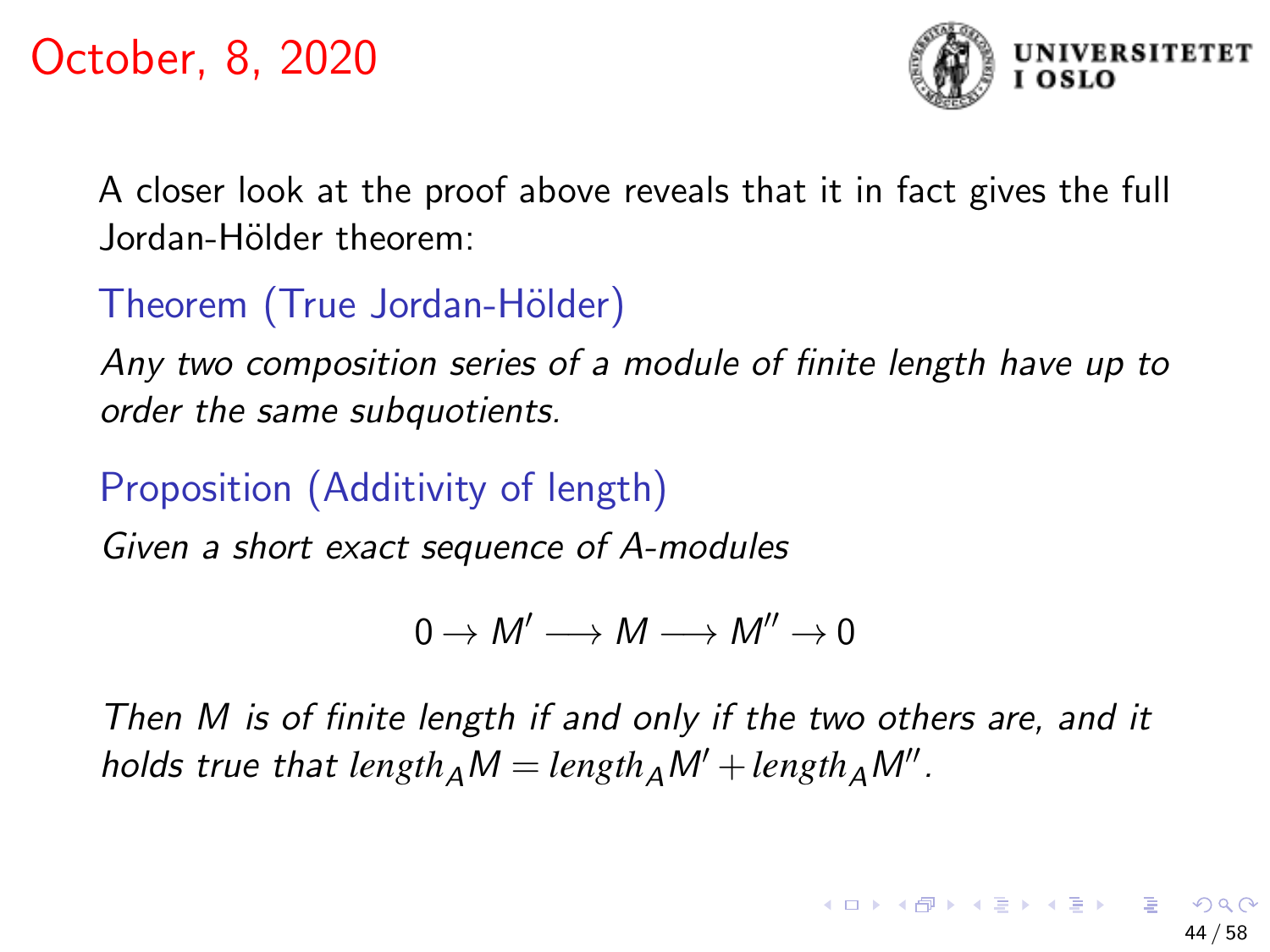# October, 8, 2020

A closer look at the proof above reveals that it in fact gives the full Jordan-Hölder theorem:

**Theorem (True Jordan-Hölder)**

*Any two composition series of a module of finite length have up to order the same subquotients.*

**Proposition (Additivity of length)**

*Given a short exact sequence of A-modules*

$$0 \to M' \longrightarrow M \longrightarrow M'' \to 0$$

*Then M is of finite length if and only if the two others are, and it holds true that* $\mathit{length}_A M = \mathit{length}_A M' + \mathit{length}_A M''$.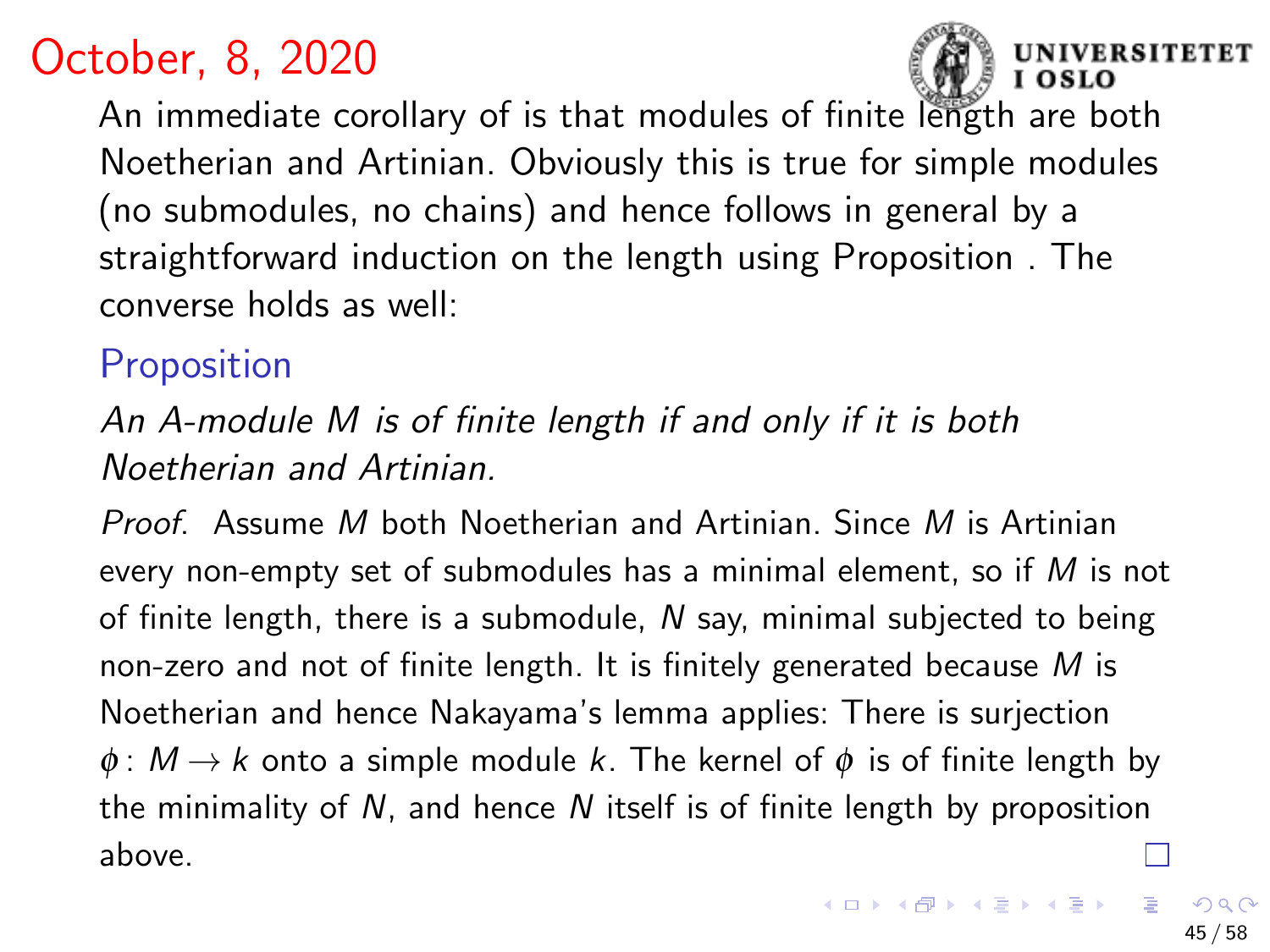## October, 8, 2020

An immediate corollary of is that modules of finite length are both Noetherian and Artinian. Obviously this is true for simple modules (no submodules, no chains) and hence follows in general by a straightforward induction on the length using Proposition . The converse holds as well:

### Proposition

*An A-module M is of finite length if and only if it is both Noetherian and Artinian.*

*Proof.* Assume $M$ both Noetherian and Artinian. Since $M$ is Artinian every non-empty set of submodules has a minimal element, so if $M$ is not of finite length, there is a submodule, $N$ say, minimal subjected to being non-zero and not of finite length. It is finitely generated because $M$ is Noetherian and hence Nakayama's lemma applies: There is surjection $\phi \colon M \to k$ onto a simple module $k$. The kernel of $\phi$ is of finite length by the minimality of $N$, and hence $N$ itself is of finite length by proposition above. □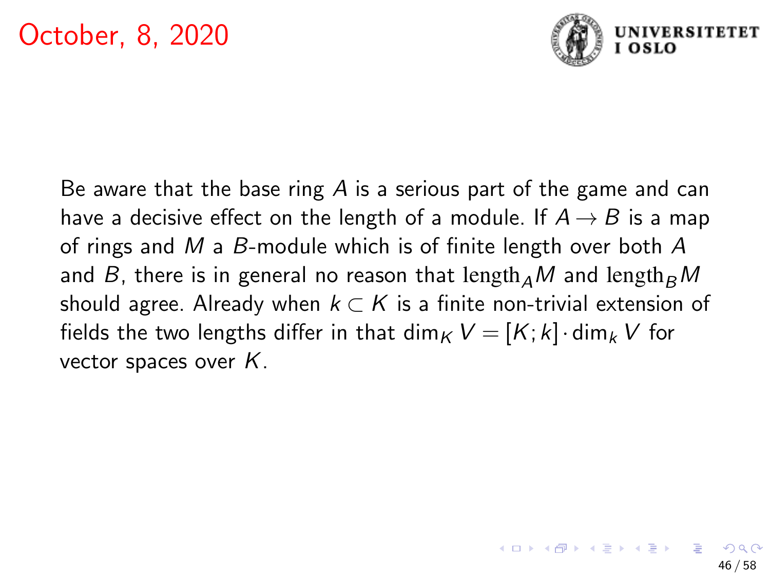October, 8, 2020

Be aware that the base ring $A$ is a serious part of the game and can have a decisive effect on the length of a module. If $A \to B$ is a map of rings and $M$ a $B$-module which is of finite length over both $A$ and $B$, there is in general no reason that $\mathrm{length}_A M$ and $\mathrm{length}_B M$ should agree. Already when $k \subset K$ is a finite non-trivial extension of fields the two lengths differ in that $\dim_K V = [K;k] \cdot \dim_k V$ for vector spaces over $K$.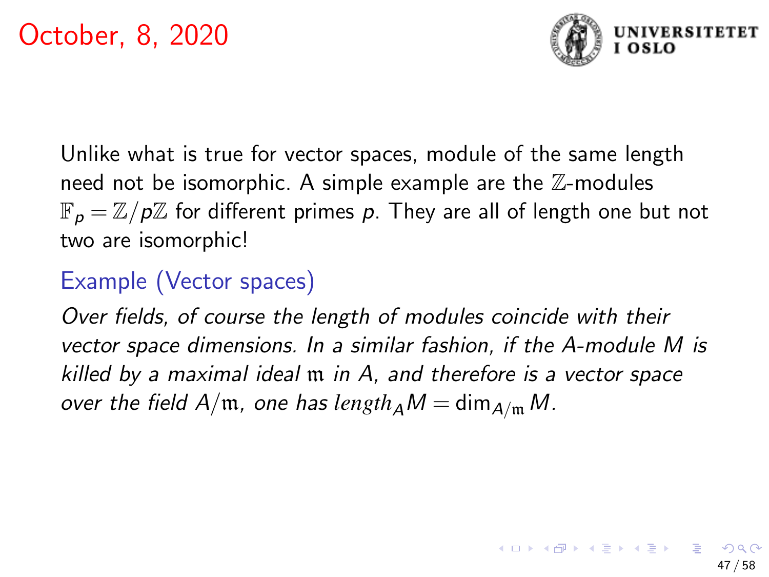October, 8, 2020

Unlike what is true for vector spaces, module of the same length need not be isomorphic. A simple example are the $\mathbb{Z}$-modules $\mathbb{F}_p = \mathbb{Z}/p\mathbb{Z}$ for different primes $p$. They are all of length one but not two are isomorphic!

### Example (Vector spaces)

*Over fields, of course the length of modules coincide with their vector space dimensions. In a similar fashion, if the $A$-module $M$ is killed by a maximal ideal $\mathfrak{m}$ in $A$, and therefore is a vector space over the field $A/\mathfrak{m}$, one has $\text{length}_A M = \dim_{A/\mathfrak{m}} M$.*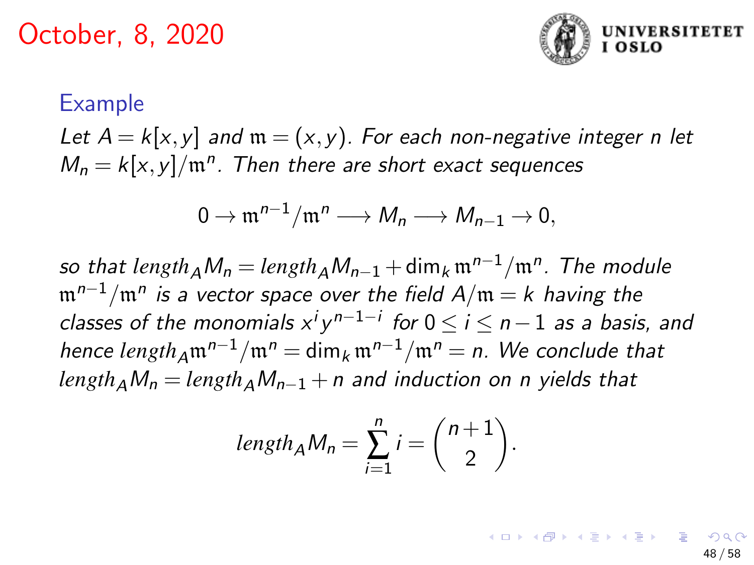October, 8, 2020

### Example

*Let $A = k[x,y]$ and $\mathfrak{m} = (x,y)$. For each non-negative integer $n$ let $M_n = k[x,y]/\mathfrak{m}^n$. Then there are short exact sequences*

$$0 \to \mathfrak{m}^{n-1}/\mathfrak{m}^n \longrightarrow M_n \longrightarrow M_{n-1} \to 0,$$

*so that $length_A M_n = length_A M_{n-1} + \dim_k \mathfrak{m}^{n-1}/\mathfrak{m}^n$. The module $\mathfrak{m}^{n-1}/\mathfrak{m}^n$ is a vector space over the field $A/\mathfrak{m} = k$ having the classes of the monomials $x^i y^{n-1-i}$ for $0 \leq i \leq n-1$ as a basis, and hence $length_A \mathfrak{m}^{n-1}/\mathfrak{m}^n = \dim_k \mathfrak{m}^{n-1}/\mathfrak{m}^n = n$. We conclude that $length_A M_n = length_A M_{n-1} + n$ and induction on $n$ yields that*

$$length_A M_n = \sum_{i=1}^{n} i = \binom{n+1}{2}.$$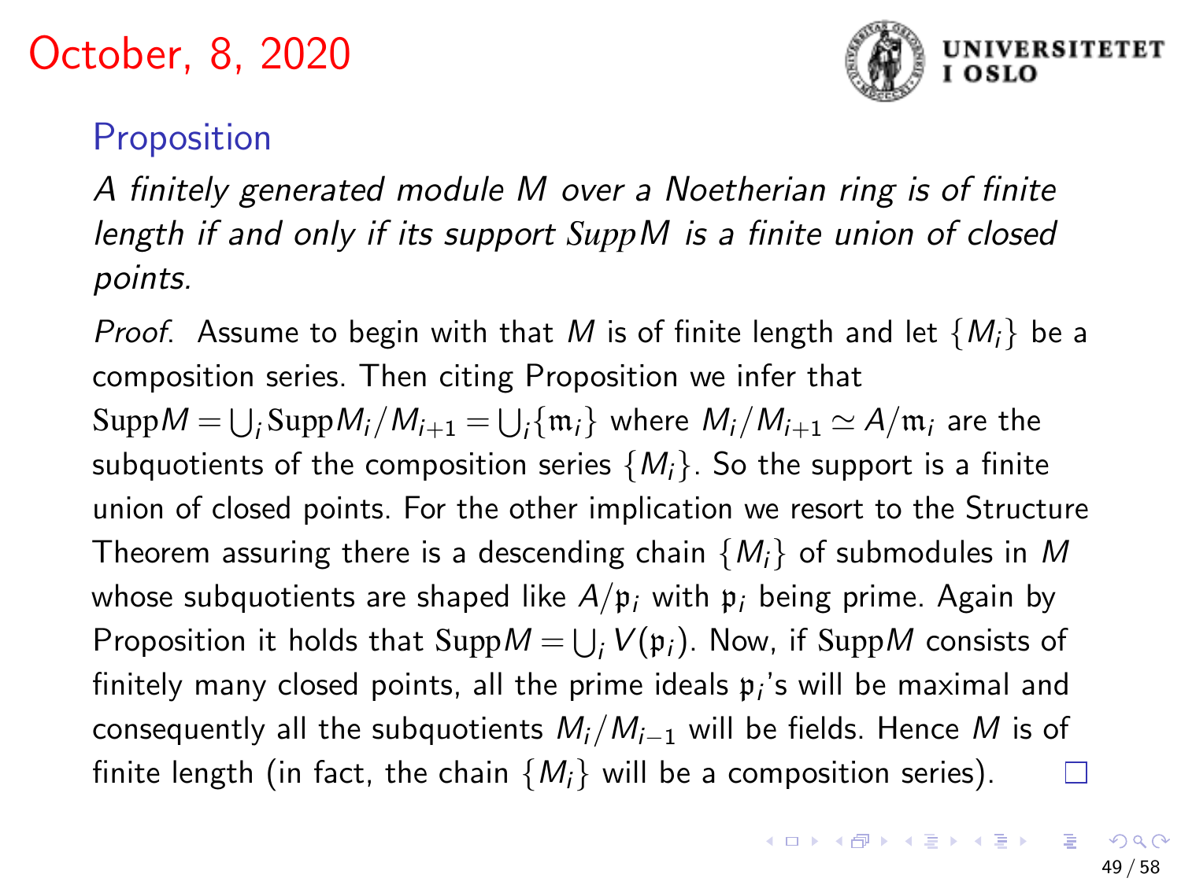# October, 8, 2020

## Proposition

*A finitely generated module $M$ over a Noetherian ring is of finite length if and only if its support $\mathrm{Supp}M$ is a finite union of closed points.*

*Proof.* Assume to begin with that $M$ is of finite length and let $\{M_i\}$ be a composition series. Then citing Proposition we infer that $\mathrm{Supp}M = \bigcup_i \mathrm{Supp}M_i/M_{i+1} = \bigcup_i \{\mathfrak{m}_i\}$ where $M_i/M_{i+1} \simeq A/\mathfrak{m}_i$ are the subquotients of the composition series $\{M_i\}$. So the support is a finite union of closed points. For the other implication we resort to the Structure Theorem assuring there is a descending chain $\{M_i\}$ of submodules in $M$ whose subquotients are shaped like $A/\mathfrak{p}_i$ with $\mathfrak{p}_i$ being prime. Again by Proposition it holds that $\mathrm{Supp}M = \bigcup_i V(\mathfrak{p}_i)$. Now, if $\mathrm{Supp}M$ consists of finitely many closed points, all the prime ideals $\mathfrak{p}_i$'s will be maximal and consequently all the subquotients $M_i/M_{i-1}$ will be fields. Hence $M$ is of finite length (in fact, the chain $\{M_i\}$ will be a composition series). □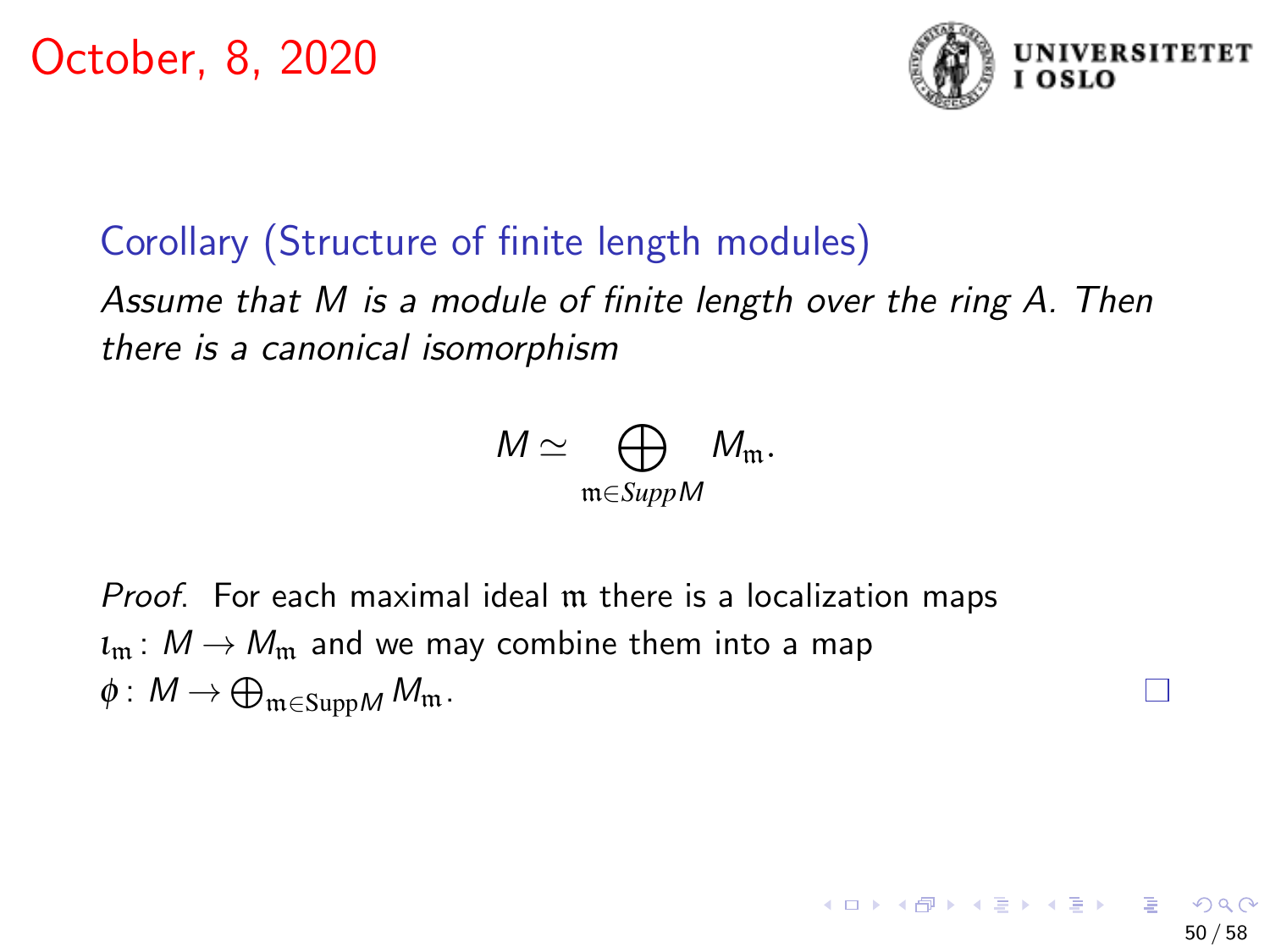October, 8, 2020

**Corollary (Structure of finite length modules)**

*Assume that $M$ is a module of finite length over the ring $A$. Then there is a canonical isomorphism*

$$M \simeq \bigoplus_{\mathfrak{m} \in Supp M} M_{\mathfrak{m}}.$$

*Proof.* For each maximal ideal $\mathfrak{m}$ there is a localization maps $\iota_{\mathfrak{m}} \colon M \to M_{\mathfrak{m}}$ and we may combine them into a map $\phi \colon M \to \bigoplus_{\mathfrak{m} \in \text{Supp} M} M_{\mathfrak{m}}$. □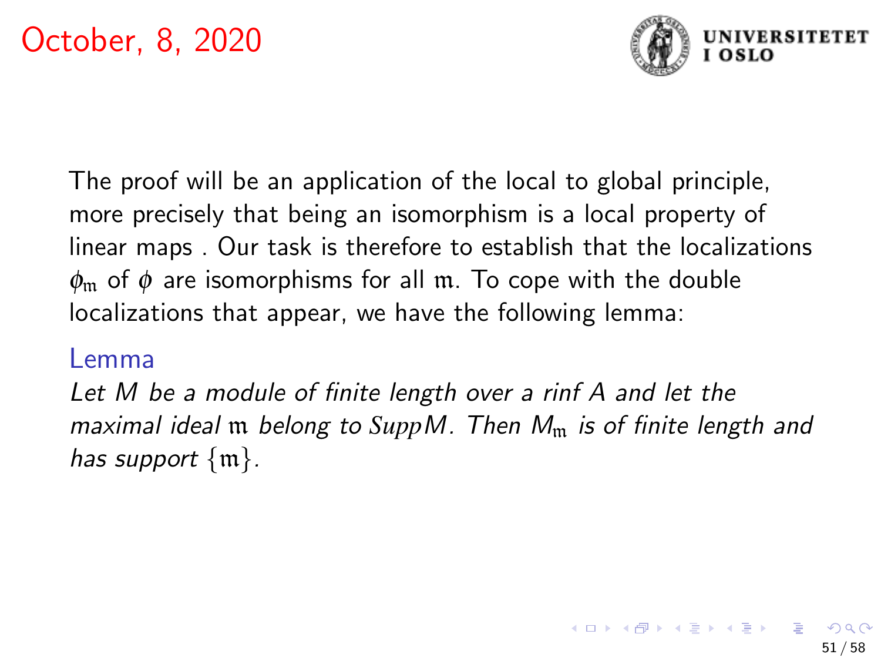The proof will be an application of the local to global principle, more precisely that being an isomorphism is a local property of linear maps . Our task is therefore to establish that the localizations $\phi_{\mathfrak{m}}$ of $\phi$ are isomorphisms for all $\mathfrak{m}$. To cope with the double localizations that appear, we have the following lemma:

**Lemma**

*Let $M$ be a module of finite length over a rinf $A$ and let the maximal ideal $\mathfrak{m}$ belong to $Supp M$. Then $M_{\mathfrak{m}}$ is of finite length and has support $\{\mathfrak{m}\}$.*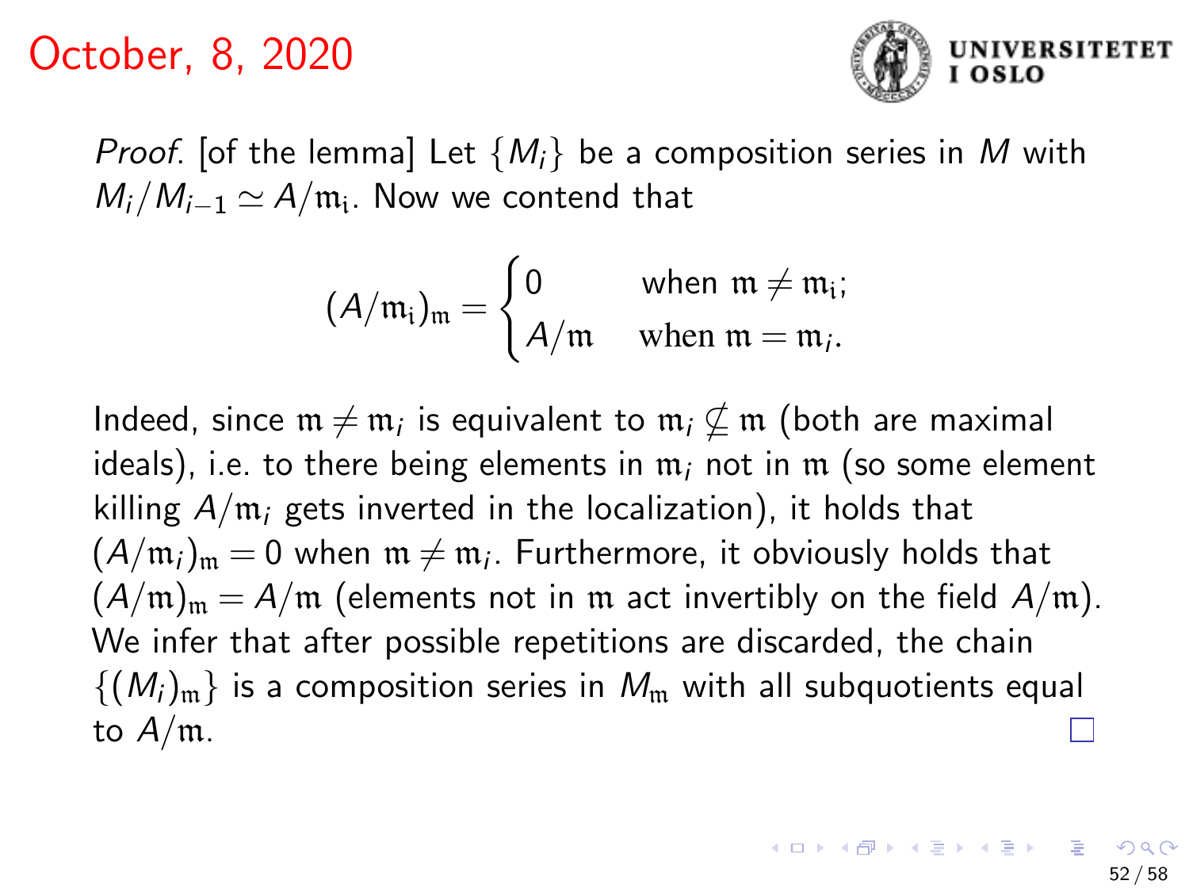October, 8, 2020

*Proof.* [of the lemma] Let $\{M_i\}$ be a composition series in $M$ with $M_i/M_{i-1} \simeq A/\mathfrak{m}_i$. Now we contend that

$$(A/\mathfrak{m}_i)_\mathfrak{m} = \begin{cases} 0 & \text{when } \mathfrak{m} \neq \mathfrak{m}_i; \\ A/\mathfrak{m} & \text{when } \mathfrak{m} = \mathfrak{m}_i. \end{cases}$$

Indeed, since $\mathfrak{m} \neq \mathfrak{m}_i$ is equivalent to $\mathfrak{m}_i \not\subseteq \mathfrak{m}$ (both are maximal ideals), i.e. to there being elements in $\mathfrak{m}_i$ not in $\mathfrak{m}$ (so some element killing $A/\mathfrak{m}_i$ gets inverted in the localization), it holds that $(A/\mathfrak{m}_i)_\mathfrak{m} = 0$ when $\mathfrak{m} \neq \mathfrak{m}_i$. Furthermore, it obviously holds that $(A/\mathfrak{m})_\mathfrak{m} = A/\mathfrak{m}$ (elements not in $\mathfrak{m}$ act invertibly on the field $A/\mathfrak{m}$). We infer that after possible repetitions are discarded, the chain $\{(M_i)_\mathfrak{m}\}$ is a composition series in $M_\mathfrak{m}$ with all subquotients equal to $A/\mathfrak{m}$. □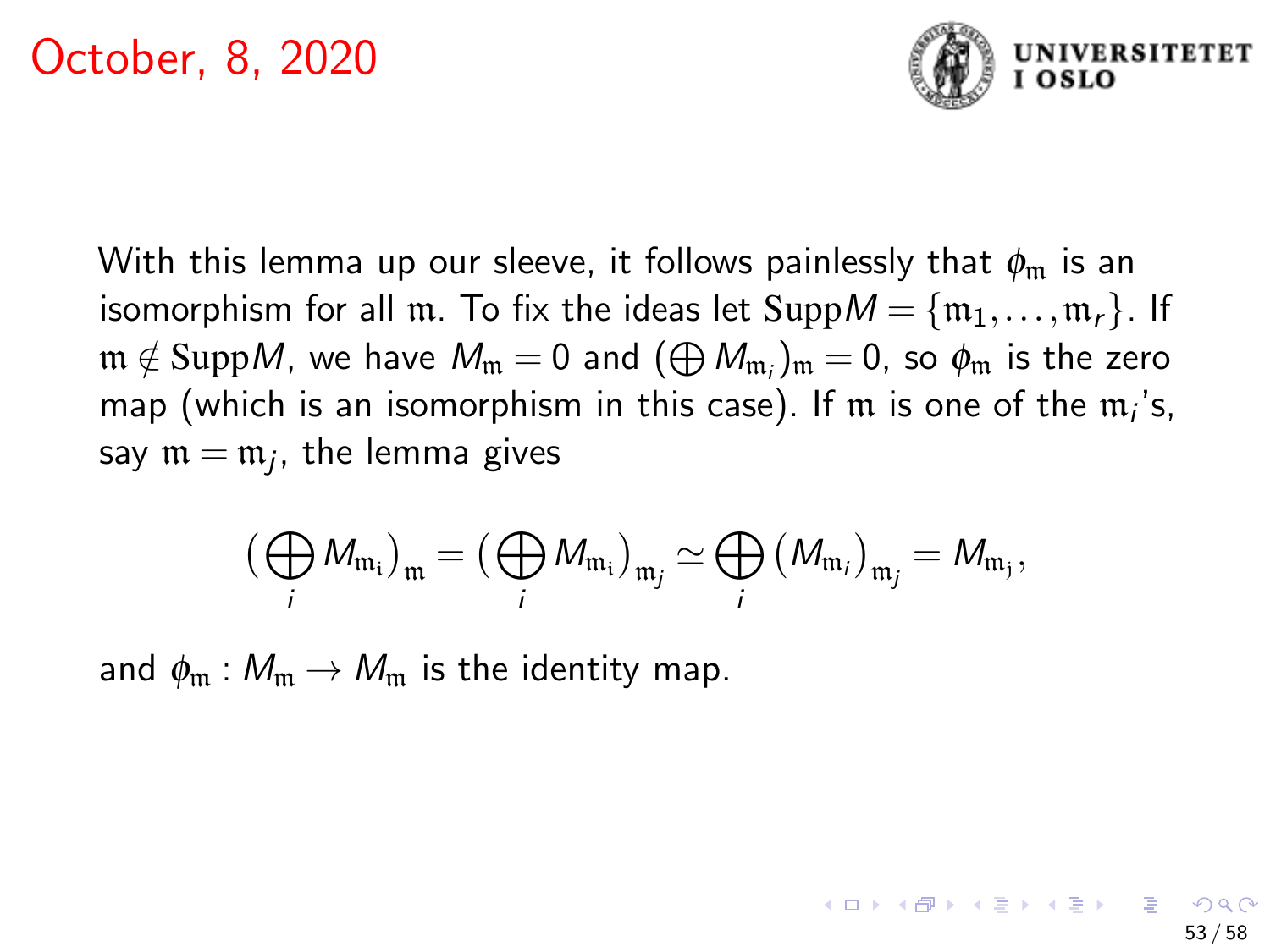With this lemma up our sleeve, it follows painlessly that $\phi_{\mathfrak{m}}$ is an isomorphism for all $\mathfrak{m}$. To fix the ideas let $\operatorname{Supp} M = \{\mathfrak{m}_1, \ldots, \mathfrak{m}_r\}$. If $\mathfrak{m} \notin \operatorname{Supp} M$, we have $M_{\mathfrak{m}} = 0$ and $(\bigoplus M_{\mathfrak{m}_i})_{\mathfrak{m}} = 0$, so $\phi_{\mathfrak{m}}$ is the zero map (which is an isomorphism in this case). If $\mathfrak{m}$ is one of the $\mathfrak{m}_i$'s, say $\mathfrak{m} = \mathfrak{m}_j$, the lemma gives

$$\big(\bigoplus_i M_{\mathfrak{m}_i}\big)_{\mathfrak{m}} = \big(\bigoplus_i M_{\mathfrak{m}_i}\big)_{\mathfrak{m}_j} \simeq \bigoplus_i \big(M_{\mathfrak{m}_i}\big)_{\mathfrak{m}_j} = M_{\mathfrak{m}_j},$$

and $\phi_{\mathfrak{m}} : M_{\mathfrak{m}} \to M_{\mathfrak{m}}$ is the identity map.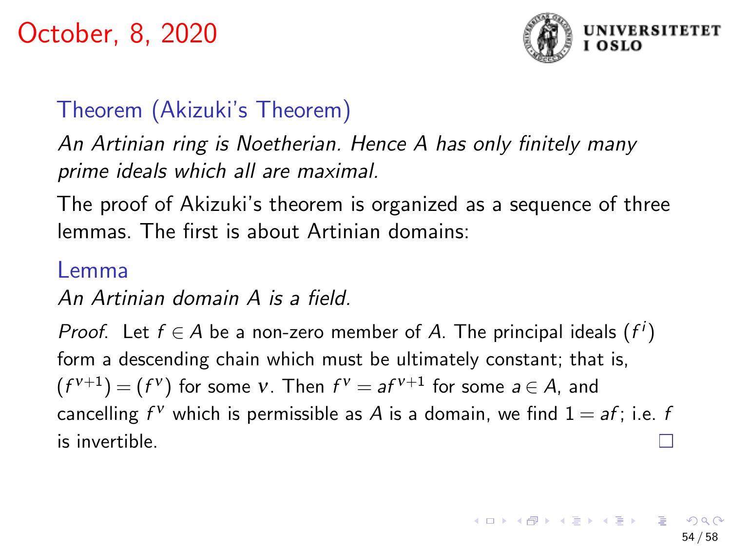# October, 8, 2020

**Theorem (Akizuki's Theorem)**

*An Artinian ring is Noetherian. Hence A has only finitely many prime ideals which all are maximal.*

The proof of Akizuki's theorem is organized as a sequence of three lemmas. The first is about Artinian domains:

**Lemma**

*An Artinian domain A is a field.*

*Proof.* Let $f \in A$ be a non-zero member of $A$. The principal ideals $(f^i)$ form a descending chain which must be ultimately constant; that is, $(f^{\nu+1}) = (f^{\nu})$ for some $\nu$. Then $f^{\nu} = af^{\nu+1}$ for some $a \in A$, and cancelling $f^{\nu}$ which is permissible as $A$ is a domain, we find $1 = af$; i.e. $f$ is invertible. □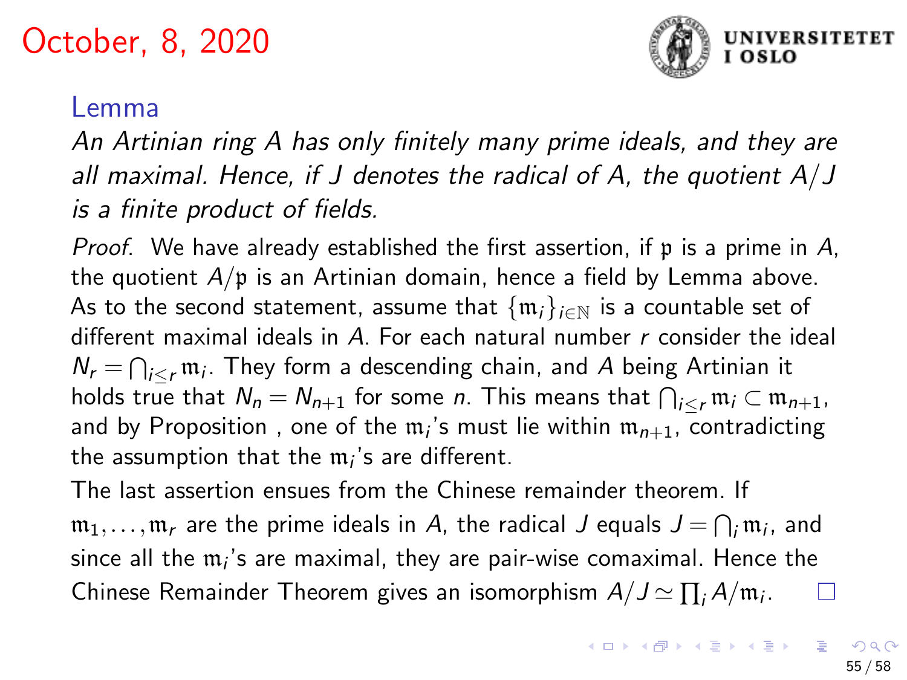# October, 8, 2020

### Lemma

*An Artinian ring $A$ has only finitely many prime ideals, and they are all maximal. Hence, if $J$ denotes the radical of $A$, the quotient $A/J$ is a finite product of fields.*

*Proof.* We have already established the first assertion, if $\mathfrak{p}$ is a prime in $A$, the quotient $A/\mathfrak{p}$ is an Artinian domain, hence a field by Lemma above. As to the second statement, assume that $\{\mathfrak{m}_i\}_{i\in\mathbb{N}}$ is a countable set of different maximal ideals in $A$. For each natural number $r$ consider the ideal $N_r = \bigcap_{i\leq r}\mathfrak{m}_i$. They form a descending chain, and $A$ being Artinian it holds true that $N_n = N_{n+1}$ for some $n$. This means that $\bigcap_{i\leq r}\mathfrak{m}_i \subset \mathfrak{m}_{n+1}$, and by Proposition , one of the $\mathfrak{m}_i$'s must lie within $\mathfrak{m}_{n+1}$, contradicting the assumption that the $\mathfrak{m}_i$'s are different.

The last assertion ensues from the Chinese remainder theorem. If $\mathfrak{m}_1,\ldots,\mathfrak{m}_r$ are the prime ideals in $A$, the radical $J$ equals $J = \bigcap_i \mathfrak{m}_i$, and since all the $\mathfrak{m}_i$'s are maximal, they are pair-wise comaximal. Hence the Chinese Remainder Theorem gives an isomorphism $A/J \simeq \prod_i A/\mathfrak{m}_i$. □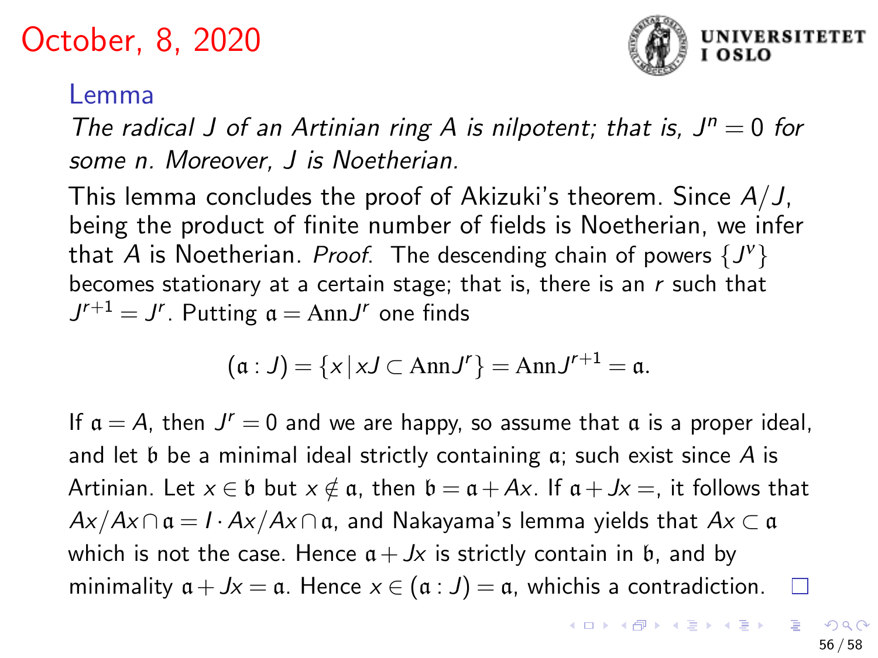# October, 8, 2020

### Lemma

*The radical $J$ of an Artinian ring $A$ is nilpotent; that is, $J^n = 0$ for some $n$. Moreover, $J$ is Noetherian.*

This lemma concludes the proof of Akizuki's theorem. Since $A/J$, being the product of finite number of fields is Noetherian, we infer that $A$ is Noetherian. *Proof.* The descending chain of powers $\{J^\nu\}$ becomes stationary at a certain stage; that is, there is an $r$ such that $J^{r+1} = J^r$. Putting $\mathfrak{a} = \mathrm{Ann} J^r$ one finds

$$(\mathfrak{a} : J) = \{x \mid xJ \subset \mathrm{Ann} J^r\} = \mathrm{Ann} J^{r+1} = \mathfrak{a}.$$

If $\mathfrak{a} = A$, then $J^r = 0$ and we are happy, so assume that $\mathfrak{a}$ is a proper ideal, and let $\mathfrak{b}$ be a minimal ideal strictly containing $\mathfrak{a}$; such exist since $A$ is Artinian. Let $x \in \mathfrak{b}$ but $x \notin \mathfrak{a}$, then $\mathfrak{b} = \mathfrak{a} + Ax$. If $\mathfrak{a} + Jx =$, it follows that $Ax/Ax \cap \mathfrak{a} = I \cdot Ax/Ax \cap \mathfrak{a}$, and Nakayama's lemma yields that $Ax \subset \mathfrak{a}$ which is not the case. Hence $\mathfrak{a} + Jx$ is strictly contain in $\mathfrak{b}$, and by minimality $\mathfrak{a} + Jx = \mathfrak{a}$. Hence $x \in (\mathfrak{a} : J) = \mathfrak{a}$, whichis a contradiction. □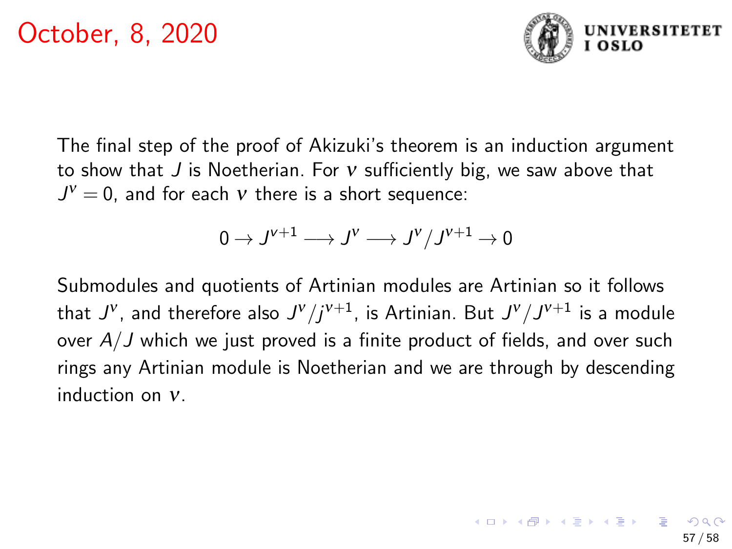# October, 8, 2020

The final step of the proof of Akizuki's theorem is an induction argument to show that $J$ is Noetherian. For $\nu$ sufficiently big, we saw above that $J^\nu = 0$, and for each $\nu$ there is a short sequence:

$$0 \to J^{\nu+1} \longrightarrow J^\nu \longrightarrow J^\nu / J^{\nu+1} \to 0$$

Submodules and quotients of Artinian modules are Artinian so it follows that $J^\nu$, and therefore also $J^\nu / j^{\nu+1}$, is Artinian. But $J^\nu / J^{\nu+1}$ is a module over $A/J$ which we just proved is a finite product of fields, and over such rings any Artinian module is Noetherian and we are through by descending induction on $\nu$.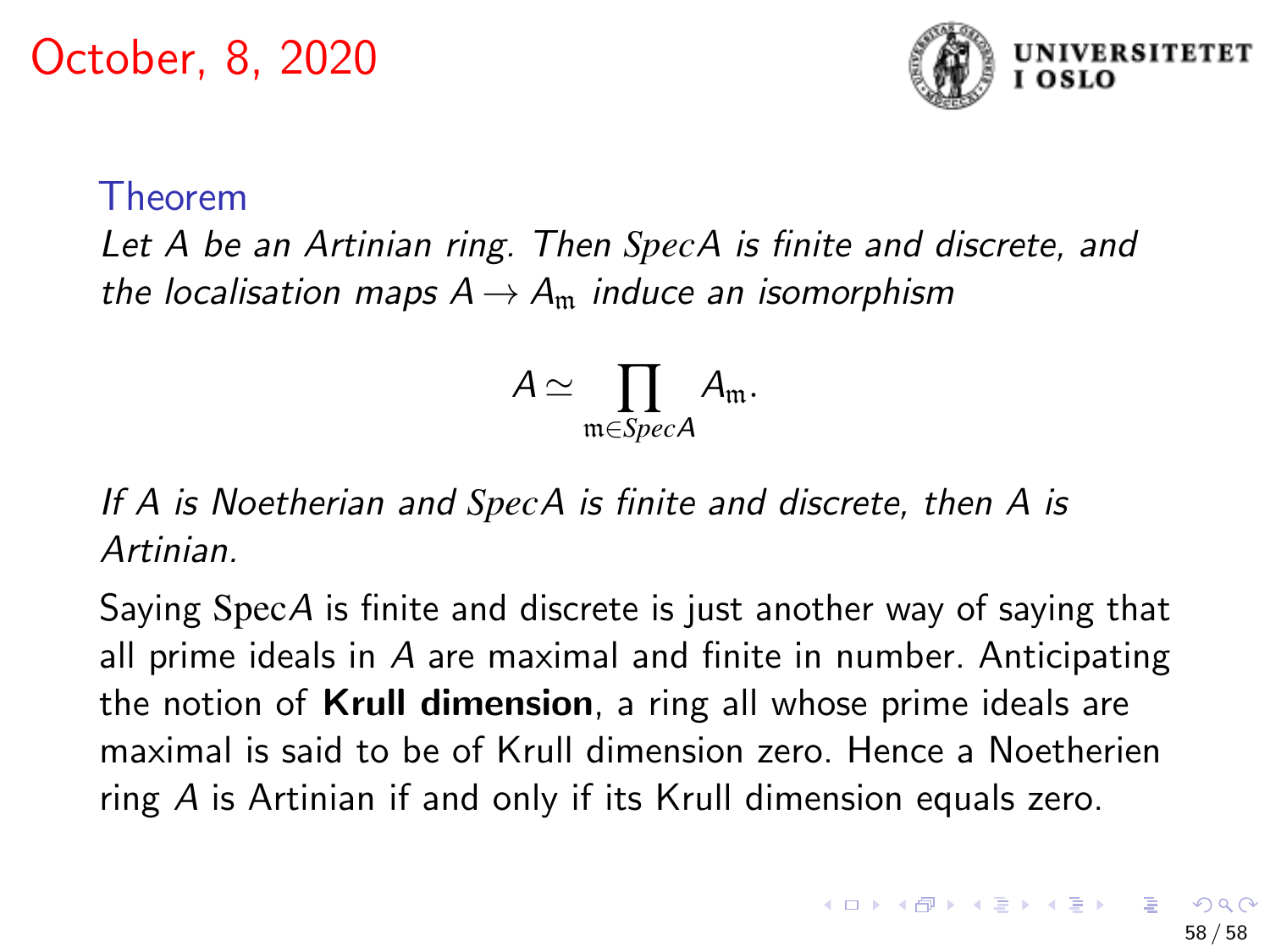October, 8, 2020

**Theorem**

*Let $A$ be an Artinian ring. Then $\mathrm{Spec}A$ is finite and discrete, and the localisation maps $A \to A_{\mathfrak{m}}$ induce an isomorphism*

$$A \simeq \prod_{\mathfrak{m} \in \mathrm{Spec}A} A_{\mathfrak{m}}.$$

*If $A$ is Noetherian and $\mathrm{Spec}A$ is finite and discrete, then $A$ is Artinian.*

Saying $\mathrm{Spec}A$ is finite and discrete is just another way of saying that all prime ideals in $A$ are maximal and finite in number. Anticipating the notion of **Krull dimension**, a ring all whose prime ideals are maximal is said to be of Krull dimension zero. Hence a Noetherien ring $A$ is Artinian if and only if its Krull dimension equals zero.